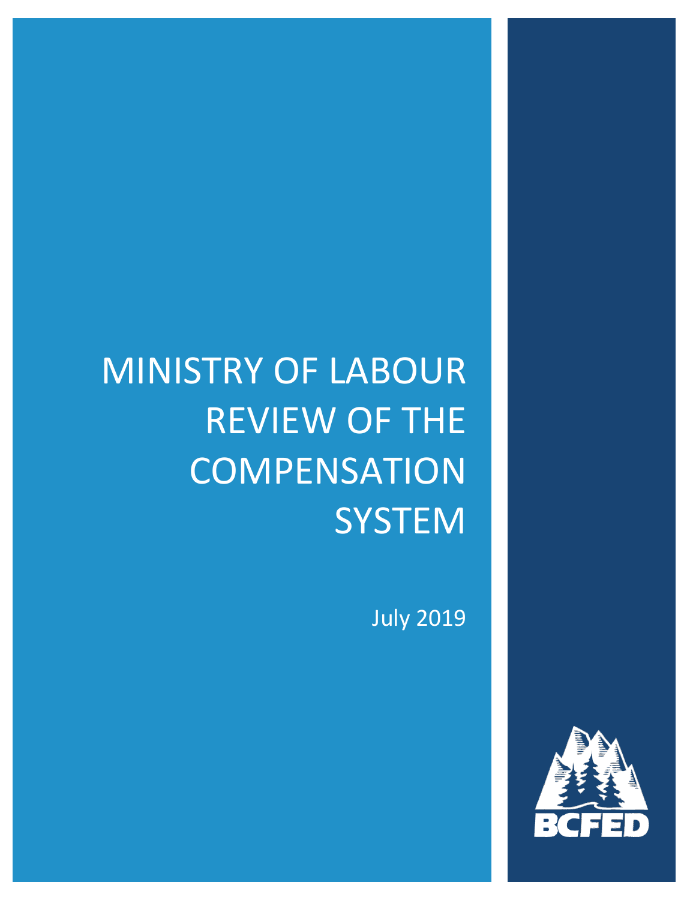# MINISTRY OF LABOUR REVIEW OF THE COMPENSATION SYSTEM

July 2019

BCFED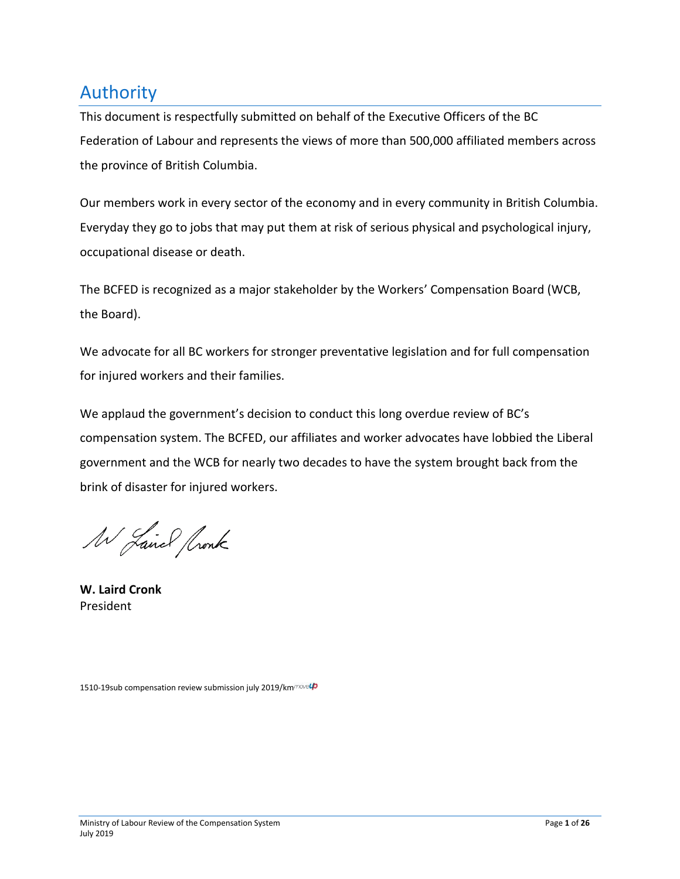# Authority

This document is respectfully submitted on behalf of the Executive Officers of the BC Federation of Labour and represents the views of more than 500,000 affiliated members across the province of British Columbia.

Our members work in every sector of the economy and in every community in British Columbia. Everyday they go to jobs that may put them at risk of serious physical and psychological injury, occupational disease or death.

The BCFED is recognized as a major stakeholder by the Workers' Compensation Board (WCB, the Board).

We advocate for all BC workers for stronger preventative legislation and for full compensation for injured workers and their families.

We applaud the government's decision to conduct this long overdue review of BC's compensation system. The BCFED, our affiliates and worker advocates have lobbied the Liberal government and the WCB for nearly two decades to have the system brought back from the brink of disaster for injured workers.

**W. Laird Cronk**
President

1510-19sub compensation review submission july 2019/km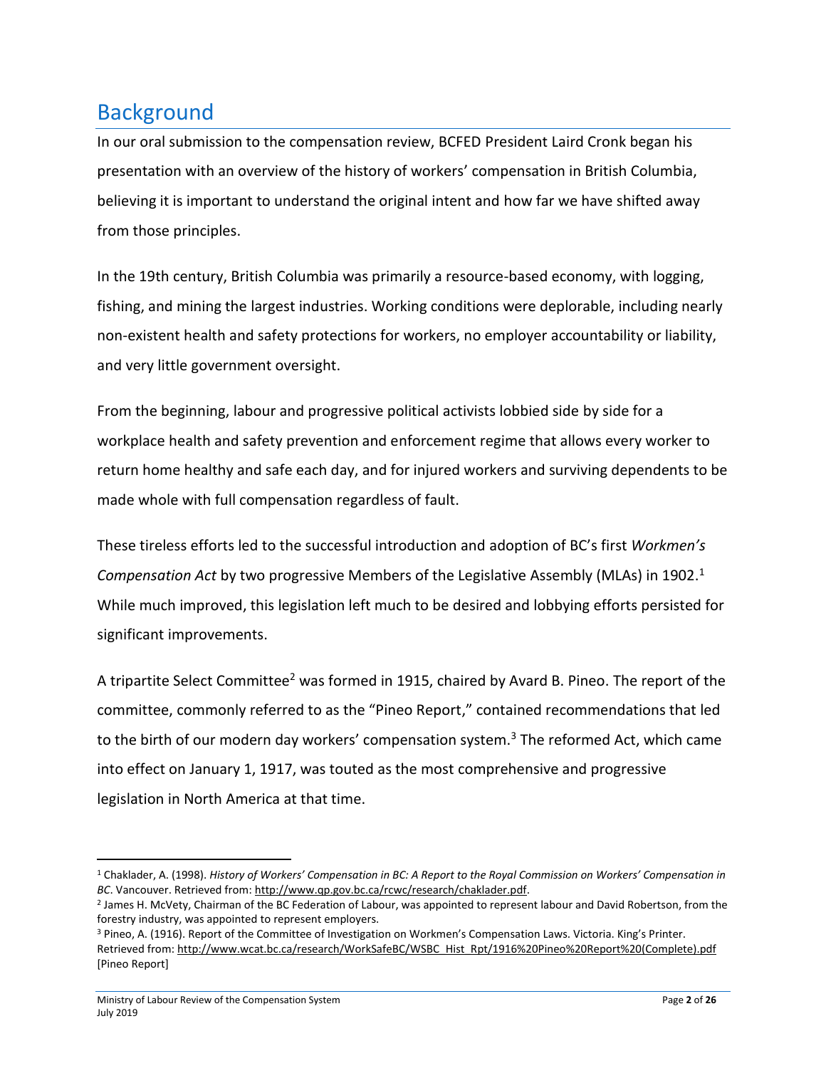## Background

In our oral submission to the compensation review, BCFED President Laird Cronk began his presentation with an overview of the history of workers' compensation in British Columbia, believing it is important to understand the original intent and how far we have shifted away from those principles.

In the 19th century, British Columbia was primarily a resource-based economy, with logging, fishing, and mining the largest industries. Working conditions were deplorable, including nearly non-existent health and safety protections for workers, no employer accountability or liability, and very little government oversight.

From the beginning, labour and progressive political activists lobbied side by side for a workplace health and safety prevention and enforcement regime that allows every worker to return home healthy and safe each day, and for injured workers and surviving dependents to be made whole with full compensation regardless of fault.

These tireless efforts led to the successful introduction and adoption of BC's first *Workmen's Compensation Act* by two progressive Members of the Legislative Assembly (MLAs) in 1902.[1] While much improved, this legislation left much to be desired and lobbying efforts persisted for significant improvements.

A tripartite Select Committee[2] was formed in 1915, chaired by Avard B. Pineo. The report of the committee, commonly referred to as the "Pineo Report," contained recommendations that led to the birth of our modern day workers' compensation system.[3] The reformed Act, which came into effect on January 1, 1917, was touted as the most comprehensive and progressive legislation in North America at that time.

---

[1] Chaklader, A. (1998). *History of Workers' Compensation in BC: A Report to the Royal Commission on Workers' Compensation in BC*. Vancouver. Retrieved from: http://www.qp.gov.bc.ca/rcwc/research/chaklader.pdf.

[2] James H. McVety, Chairman of the BC Federation of Labour, was appointed to represent labour and David Robertson, from the forestry industry, was appointed to represent employers.

[3] Pineo, A. (1916). Report of the Committee of Investigation on Workmen's Compensation Laws. Victoria. King's Printer. Retrieved from: http://www.wcat.bc.ca/research/WorkSafeBC/WSBC_Hist_Rpt/1916%20Pineo%20Report%20(Complete).pdf [Pineo Report]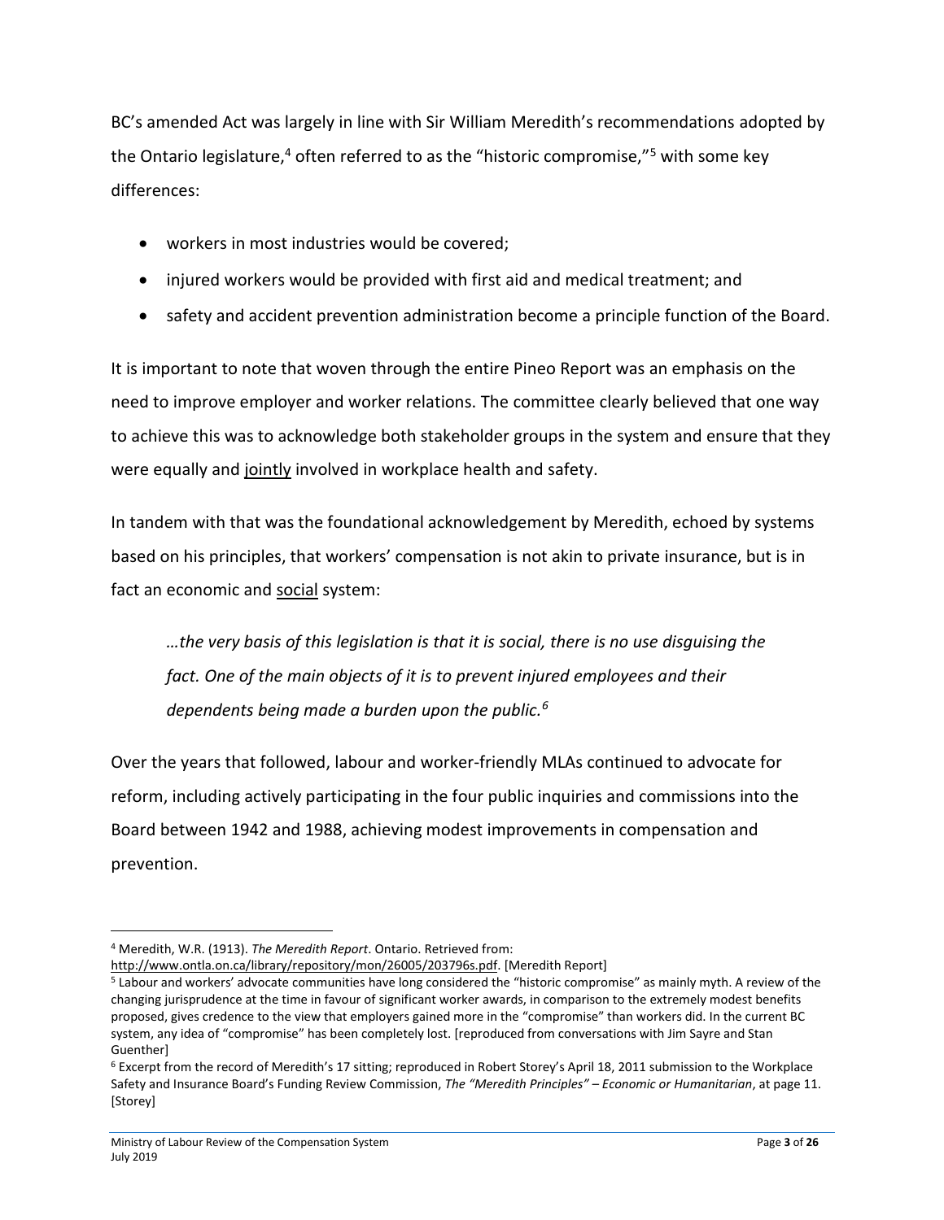BC's amended Act was largely in line with Sir William Meredith's recommendations adopted by the Ontario legislature,[4] often referred to as the "historic compromise,"[5] with some key differences:

- workers in most industries would be covered;
- injured workers would be provided with first aid and medical treatment; and
- safety and accident prevention administration become a principle function of the Board.

It is important to note that woven through the entire Pineo Report was an emphasis on the need to improve employer and worker relations. The committee clearly believed that one way to achieve this was to acknowledge both stakeholder groups in the system and ensure that they were equally and jointly involved in workplace health and safety.

In tandem with that was the foundational acknowledgement by Meredith, echoed by systems based on his principles, that workers' compensation is not akin to private insurance, but is in fact an economic and social system:

> *…the very basis of this legislation is that it is social, there is no use disguising the fact. One of the main objects of it is to prevent injured employees and their dependents being made a burden upon the public.[6]*

Over the years that followed, labour and worker-friendly MLAs continued to advocate for reform, including actively participating in the four public inquiries and commissions into the Board between 1942 and 1988, achieving modest improvements in compensation and prevention.

---

[4] Meredith, W.R. (1913). *The Meredith Report*. Ontario. Retrieved from: http://www.ontla.on.ca/library/repository/mon/26005/203796s.pdf. [Meredith Report]

[5] Labour and workers' advocate communities have long considered the "historic compromise" as mainly myth. A review of the changing jurisprudence at the time in favour of significant worker awards, in comparison to the extremely modest benefits proposed, gives credence to the view that employers gained more in the "compromise" than workers did. In the current BC system, any idea of "compromise" has been completely lost. [reproduced from conversations with Jim Sayre and Stan Guenther]

[6] Excerpt from the record of Meredith's 17 sitting; reproduced in Robert Storey's April 18, 2011 submission to the Workplace Safety and Insurance Board's Funding Review Commission, *The "Meredith Principles" – Economic or Humanitarian*, at page 11. [Storey]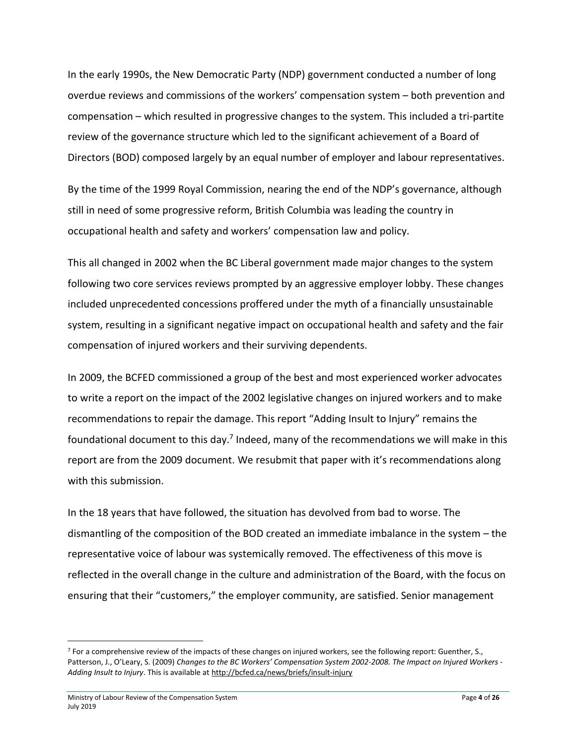In the early 1990s, the New Democratic Party (NDP) government conducted a number of long overdue reviews and commissions of the workers' compensation system – both prevention and compensation – which resulted in progressive changes to the system. This included a tri-partite review of the governance structure which led to the significant achievement of a Board of Directors (BOD) composed largely by an equal number of employer and labour representatives.

By the time of the 1999 Royal Commission, nearing the end of the NDP's governance, although still in need of some progressive reform, British Columbia was leading the country in occupational health and safety and workers' compensation law and policy.

This all changed in 2002 when the BC Liberal government made major changes to the system following two core services reviews prompted by an aggressive employer lobby. These changes included unprecedented concessions proffered under the myth of a financially unsustainable system, resulting in a significant negative impact on occupational health and safety and the fair compensation of injured workers and their surviving dependents.

In 2009, the BCFED commissioned a group of the best and most experienced worker advocates to write a report on the impact of the 2002 legislative changes on injured workers and to make recommendations to repair the damage. This report "Adding Insult to Injury" remains the foundational document to this day.[7] Indeed, many of the recommendations we will make in this report are from the 2009 document. We resubmit that paper with it's recommendations along with this submission.

In the 18 years that have followed, the situation has devolved from bad to worse. The dismantling of the composition of the BOD created an immediate imbalance in the system – the representative voice of labour was systemically removed. The effectiveness of this move is reflected in the overall change in the culture and administration of the Board, with the focus on ensuring that their "customers," the employer community, are satisfied. Senior management

---

[7] For a comprehensive review of the impacts of these changes on injured workers, see the following report: Guenther, S., Patterson, J., O'Leary, S. (2009) *Changes to the BC Workers' Compensation System 2002-2008. The Impact on Injured Workers - Adding Insult to Injury*. This is available at http://bcfed.ca/news/briefs/insult-injury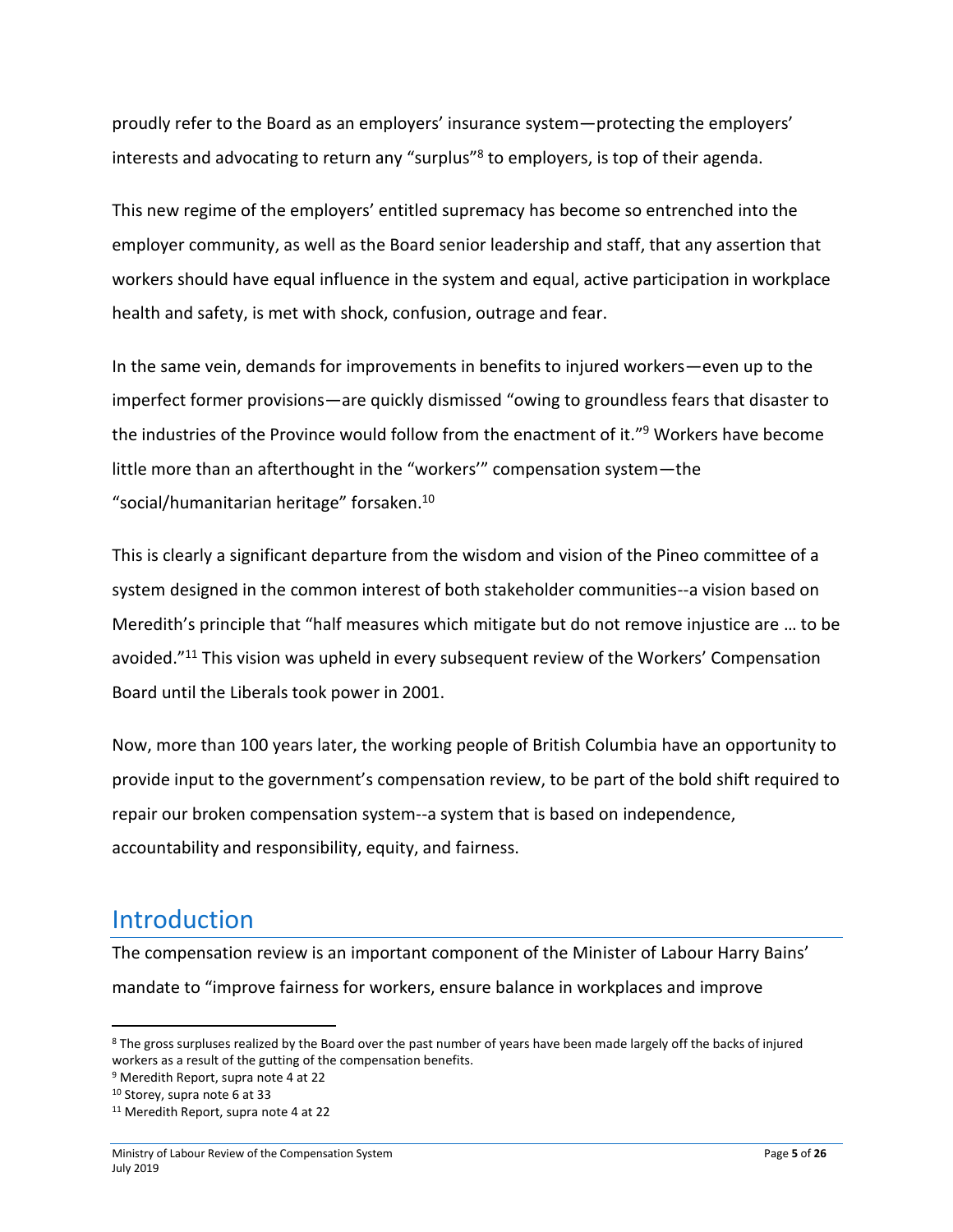proudly refer to the Board as an employers' insurance system—protecting the employers' interests and advocating to return any "surplus"[8] to employers, is top of their agenda.

This new regime of the employers' entitled supremacy has become so entrenched into the employer community, as well as the Board senior leadership and staff, that any assertion that workers should have equal influence in the system and equal, active participation in workplace health and safety, is met with shock, confusion, outrage and fear.

In the same vein, demands for improvements in benefits to injured workers—even up to the imperfect former provisions—are quickly dismissed "owing to groundless fears that disaster to the industries of the Province would follow from the enactment of it."[9] Workers have become little more than an afterthought in the "workers'" compensation system—the "social/humanitarian heritage" forsaken.[10]

This is clearly a significant departure from the wisdom and vision of the Pineo committee of a system designed in the common interest of both stakeholder communities--a vision based on Meredith's principle that "half measures which mitigate but do not remove injustice are … to be avoided."[11] This vision was upheld in every subsequent review of the Workers' Compensation Board until the Liberals took power in 2001.

Now, more than 100 years later, the working people of British Columbia have an opportunity to provide input to the government's compensation review, to be part of the bold shift required to repair our broken compensation system--a system that is based on independence, accountability and responsibility, equity, and fairness.

## Introduction

The compensation review is an important component of the Minister of Labour Harry Bains' mandate to "improve fairness for workers, ensure balance in workplaces and improve

---

[8] The gross surpluses realized by the Board over the past number of years have been made largely off the backs of injured workers as a result of the gutting of the compensation benefits.

[9] Meredith Report, supra note 4 at 22

[10] Storey, supra note 6 at 33

[11] Meredith Report, supra note 4 at 22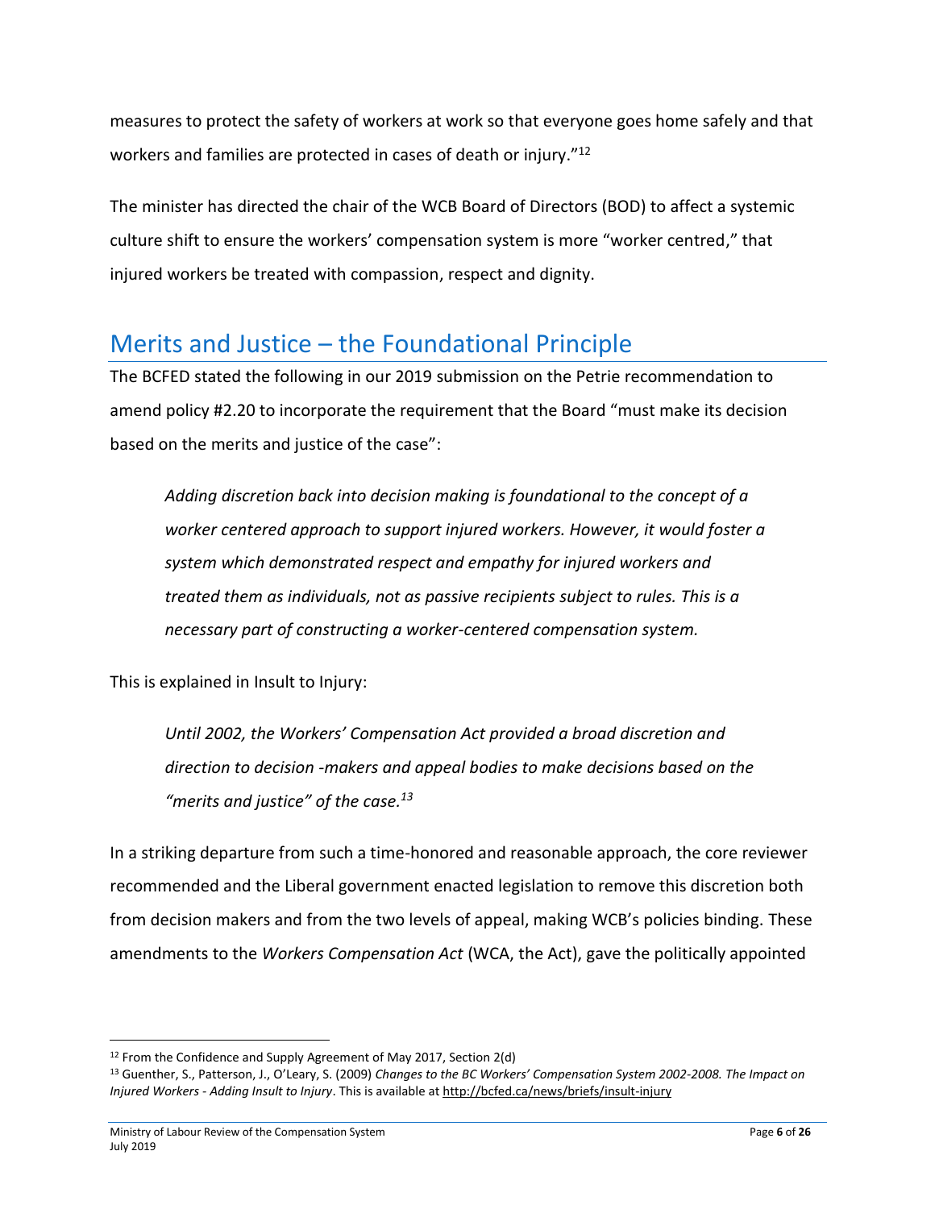measures to protect the safety of workers at work so that everyone goes home safely and that workers and families are protected in cases of death or injury."[12]

The minister has directed the chair of the WCB Board of Directors (BOD) to affect a systemic culture shift to ensure the workers' compensation system is more "worker centred," that injured workers be treated with compassion, respect and dignity.

## Merits and Justice – the Foundational Principle

The BCFED stated the following in our 2019 submission on the Petrie recommendation to amend policy #2.20 to incorporate the requirement that the Board "must make its decision based on the merits and justice of the case":

> *Adding discretion back into decision making is foundational to the concept of a worker centered approach to support injured workers. However, it would foster a system which demonstrated respect and empathy for injured workers and treated them as individuals, not as passive recipients subject to rules. This is a necessary part of constructing a worker-centered compensation system.*

This is explained in Insult to Injury:

> *Until 2002, the Workers' Compensation Act provided a broad discretion and direction to decision -makers and appeal bodies to make decisions based on the "merits and justice" of the case.*[13]

In a striking departure from such a time-honored and reasonable approach, the core reviewer recommended and the Liberal government enacted legislation to remove this discretion both from decision makers and from the two levels of appeal, making WCB's policies binding. These amendments to the *Workers Compensation Act* (WCA, the Act), gave the politically appointed

---

[12] From the Confidence and Supply Agreement of May 2017, Section 2(d)

[13] Guenther, S., Patterson, J., O'Leary, S. (2009) *Changes to the BC Workers' Compensation System 2002-2008. The Impact on Injured Workers - Adding Insult to Injury*. This is available at http://bcfed.ca/news/briefs/insult-injury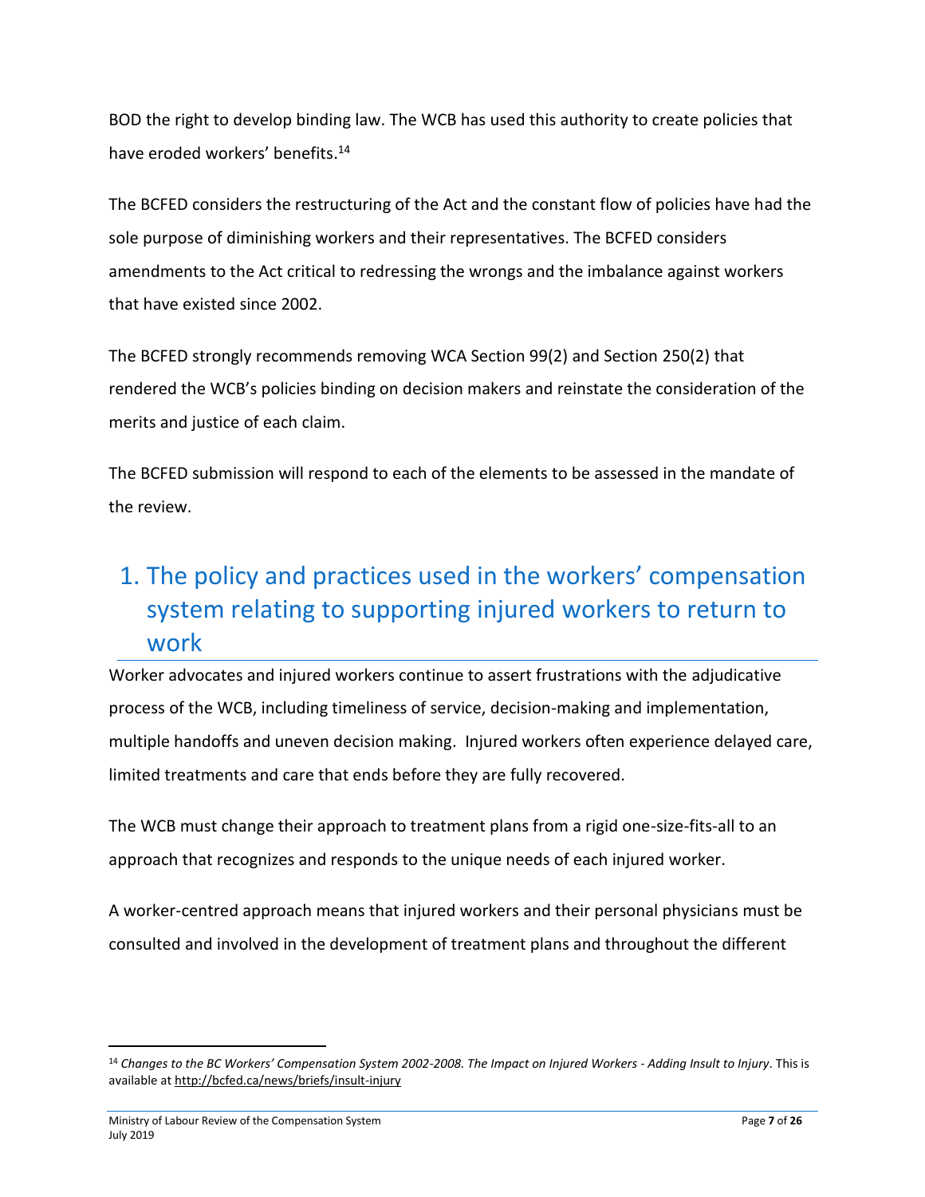BOD the right to develop binding law. The WCB has used this authority to create policies that have eroded workers' benefits.[14]

The BCFED considers the restructuring of the Act and the constant flow of policies have had the sole purpose of diminishing workers and their representatives. The BCFED considers amendments to the Act critical to redressing the wrongs and the imbalance against workers that have existed since 2002.

The BCFED strongly recommends removing WCA Section 99(2) and Section 250(2) that rendered the WCB's policies binding on decision makers and reinstate the consideration of the merits and justice of each claim.

The BCFED submission will respond to each of the elements to be assessed in the mandate of the review.

# 1. The policy and practices used in the workers' compensation system relating to supporting injured workers to return to work

Worker advocates and injured workers continue to assert frustrations with the adjudicative process of the WCB, including timeliness of service, decision-making and implementation, multiple handoffs and uneven decision making. Injured workers often experience delayed care, limited treatments and care that ends before they are fully recovered.

The WCB must change their approach to treatment plans from a rigid one-size-fits-all to an approach that recognizes and responds to the unique needs of each injured worker.

A worker-centred approach means that injured workers and their personal physicians must be consulted and involved in the development of treatment plans and throughout the different

[14] *Changes to the BC Workers' Compensation System 2002-2008. The Impact on Injured Workers - Adding Insult to Injury*. This is available at http://bcfed.ca/news/briefs/insult-injury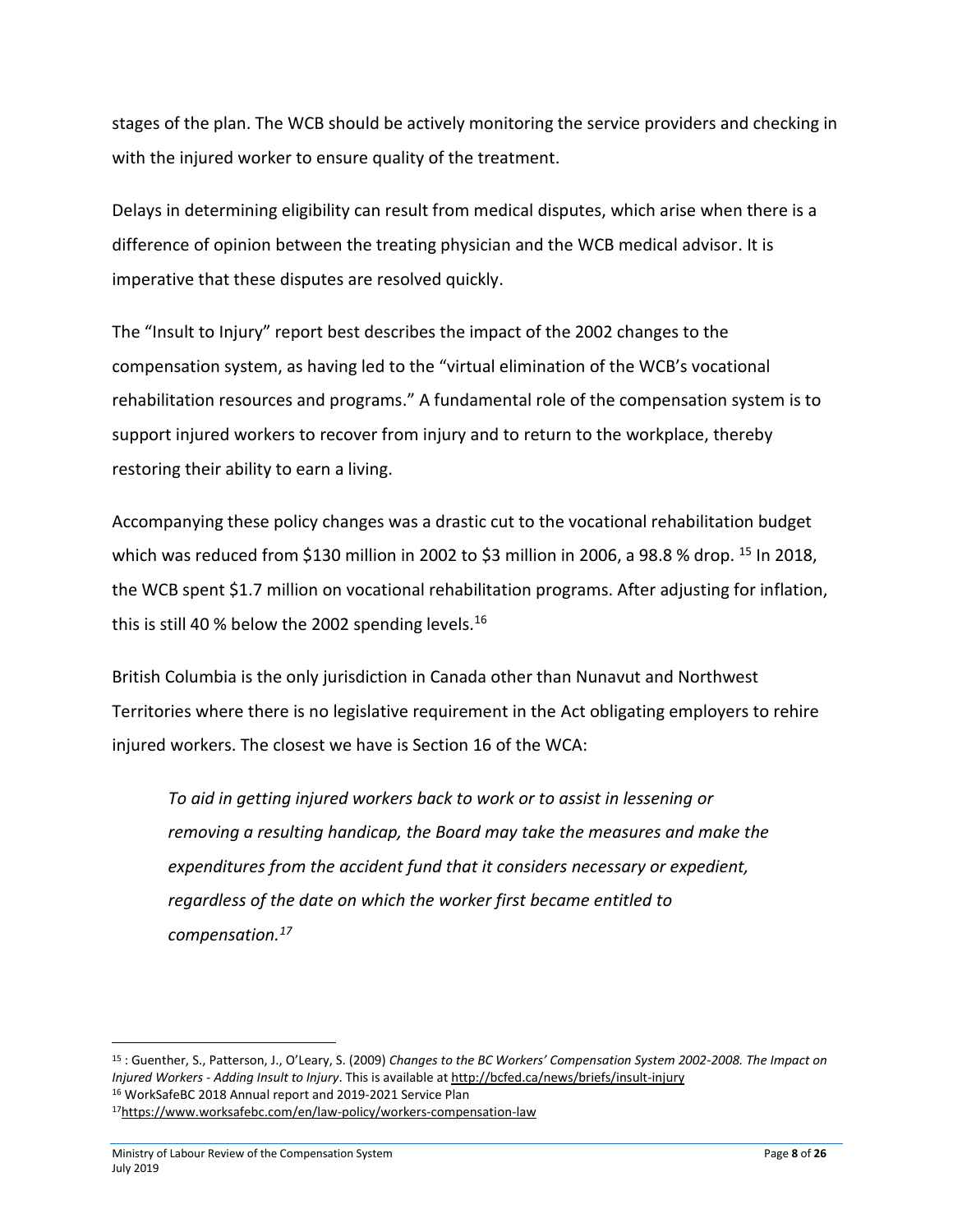stages of the plan. The WCB should be actively monitoring the service providers and checking in with the injured worker to ensure quality of the treatment.

Delays in determining eligibility can result from medical disputes, which arise when there is a difference of opinion between the treating physician and the WCB medical advisor. It is imperative that these disputes are resolved quickly.

The "Insult to Injury" report best describes the impact of the 2002 changes to the compensation system, as having led to the "virtual elimination of the WCB's vocational rehabilitation resources and programs." A fundamental role of the compensation system is to support injured workers to recover from injury and to return to the workplace, thereby restoring their ability to earn a living.

Accompanying these policy changes was a drastic cut to the vocational rehabilitation budget which was reduced from $130 million in 2002 to $3 million in 2006, a 98.8 % drop. [15] In 2018, the WCB spent $1.7 million on vocational rehabilitation programs. After adjusting for inflation, this is still 40 % below the 2002 spending levels.[16]

British Columbia is the only jurisdiction in Canada other than Nunavut and Northwest Territories where there is no legislative requirement in the Act obligating employers to rehire injured workers. The closest we have is Section 16 of the WCA:

> *To aid in getting injured workers back to work or to assist in lessening or removing a resulting handicap, the Board may take the measures and make the expenditures from the accident fund that it considers necessary or expedient, regardless of the date on which the worker first became entitled to compensation.*[17]

---

[15] : Guenther, S., Patterson, J., O'Leary, S. (2009) *Changes to the BC Workers' Compensation System 2002-2008. The Impact on Injured Workers - Adding Insult to Injury*. This is available at http://bcfed.ca/news/briefs/insult-injury

[16] WorkSafeBC 2018 Annual report and 2019-2021 Service Plan

[17] https://www.worksafebc.com/en/law-policy/workers-compensation-law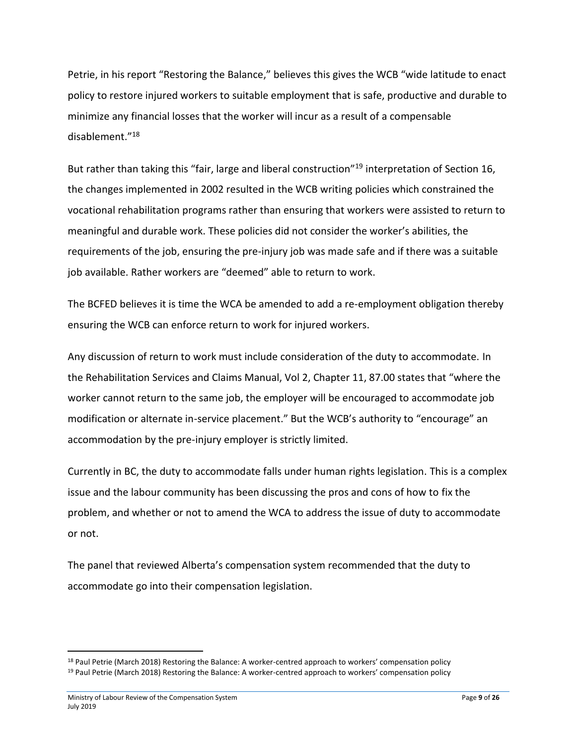Petrie, in his report "Restoring the Balance," believes this gives the WCB "wide latitude to enact policy to restore injured workers to suitable employment that is safe, productive and durable to minimize any financial losses that the worker will incur as a result of a compensable disablement."[18]

But rather than taking this "fair, large and liberal construction"[19] interpretation of Section 16, the changes implemented in 2002 resulted in the WCB writing policies which constrained the vocational rehabilitation programs rather than ensuring that workers were assisted to return to meaningful and durable work. These policies did not consider the worker's abilities, the requirements of the job, ensuring the pre-injury job was made safe and if there was a suitable job available. Rather workers are "deemed" able to return to work.

The BCFED believes it is time the WCA be amended to add a re-employment obligation thereby ensuring the WCB can enforce return to work for injured workers.

Any discussion of return to work must include consideration of the duty to accommodate. In the Rehabilitation Services and Claims Manual, Vol 2, Chapter 11, 87.00 states that "where the worker cannot return to the same job, the employer will be encouraged to accommodate job modification or alternate in-service placement." But the WCB's authority to "encourage" an accommodation by the pre-injury employer is strictly limited.

Currently in BC, the duty to accommodate falls under human rights legislation. This is a complex issue and the labour community has been discussing the pros and cons of how to fix the problem, and whether or not to amend the WCA to address the issue of duty to accommodate or not.

The panel that reviewed Alberta's compensation system recommended that the duty to accommodate go into their compensation legislation.

---

[18] Paul Petrie (March 2018) Restoring the Balance: A worker-centred approach to workers' compensation policy

[19] Paul Petrie (March 2018) Restoring the Balance: A worker-centred approach to workers' compensation policy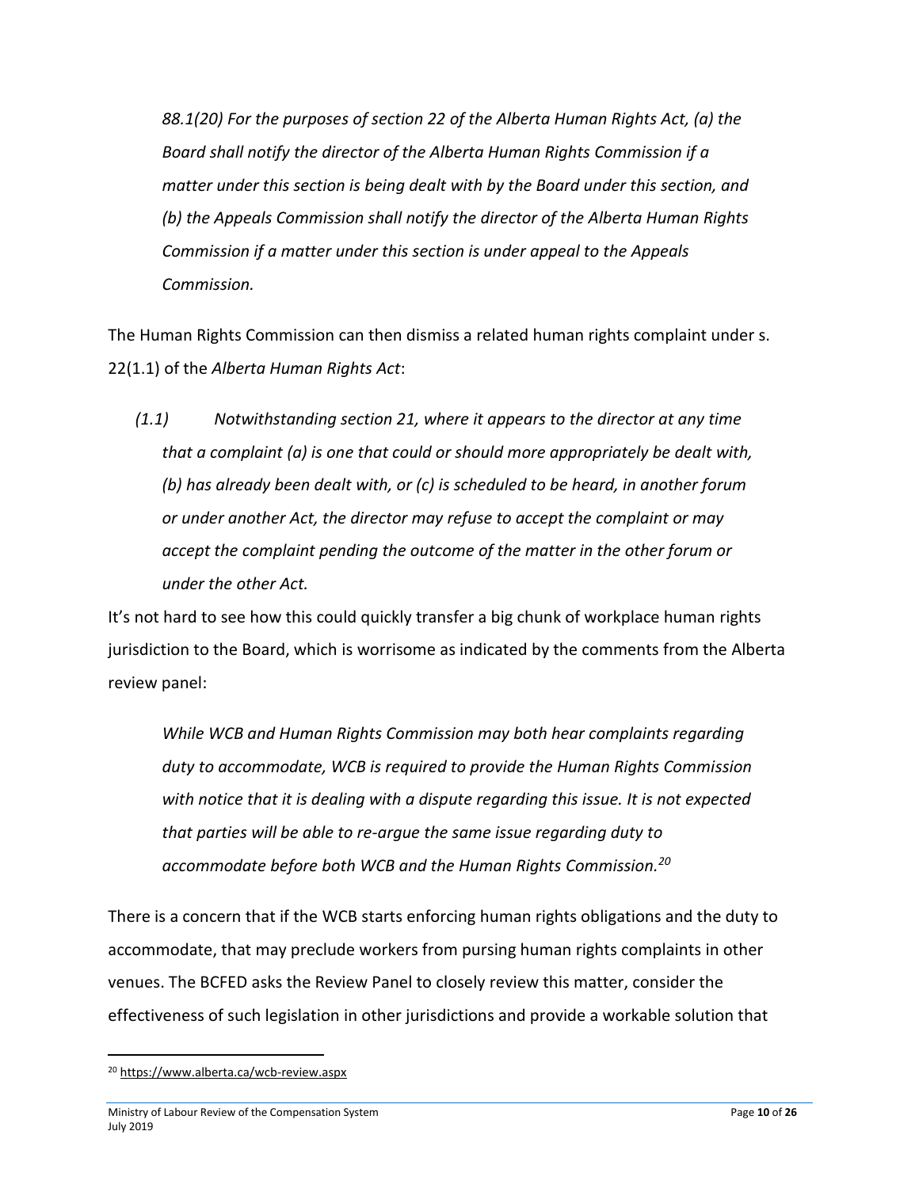*88.1(20) For the purposes of section 22 of the Alberta Human Rights Act, (a) the Board shall notify the director of the Alberta Human Rights Commission if a matter under this section is being dealt with by the Board under this section, and (b) the Appeals Commission shall notify the director of the Alberta Human Rights Commission if a matter under this section is under appeal to the Appeals Commission.*

The Human Rights Commission can then dismiss a related human rights complaint under s. 22(1.1) of the *Alberta Human Rights Act*:

*(1.1) Notwithstanding section 21, where it appears to the director at any time that a complaint (a) is one that could or should more appropriately be dealt with, (b) has already been dealt with, or (c) is scheduled to be heard, in another forum or under another Act, the director may refuse to accept the complaint or may accept the complaint pending the outcome of the matter in the other forum or under the other Act.*

It's not hard to see how this could quickly transfer a big chunk of workplace human rights jurisdiction to the Board, which is worrisome as indicated by the comments from the Alberta review panel:

*While WCB and Human Rights Commission may both hear complaints regarding duty to accommodate, WCB is required to provide the Human Rights Commission with notice that it is dealing with a dispute regarding this issue. It is not expected that parties will be able to re-argue the same issue regarding duty to accommodate before both WCB and the Human Rights Commission.*[20]

There is a concern that if the WCB starts enforcing human rights obligations and the duty to accommodate, that may preclude workers from pursing human rights complaints in other venues. The BCFED asks the Review Panel to closely review this matter, consider the effectiveness of such legislation in other jurisdictions and provide a workable solution that

[20] https://www.alberta.ca/wcb-review.aspx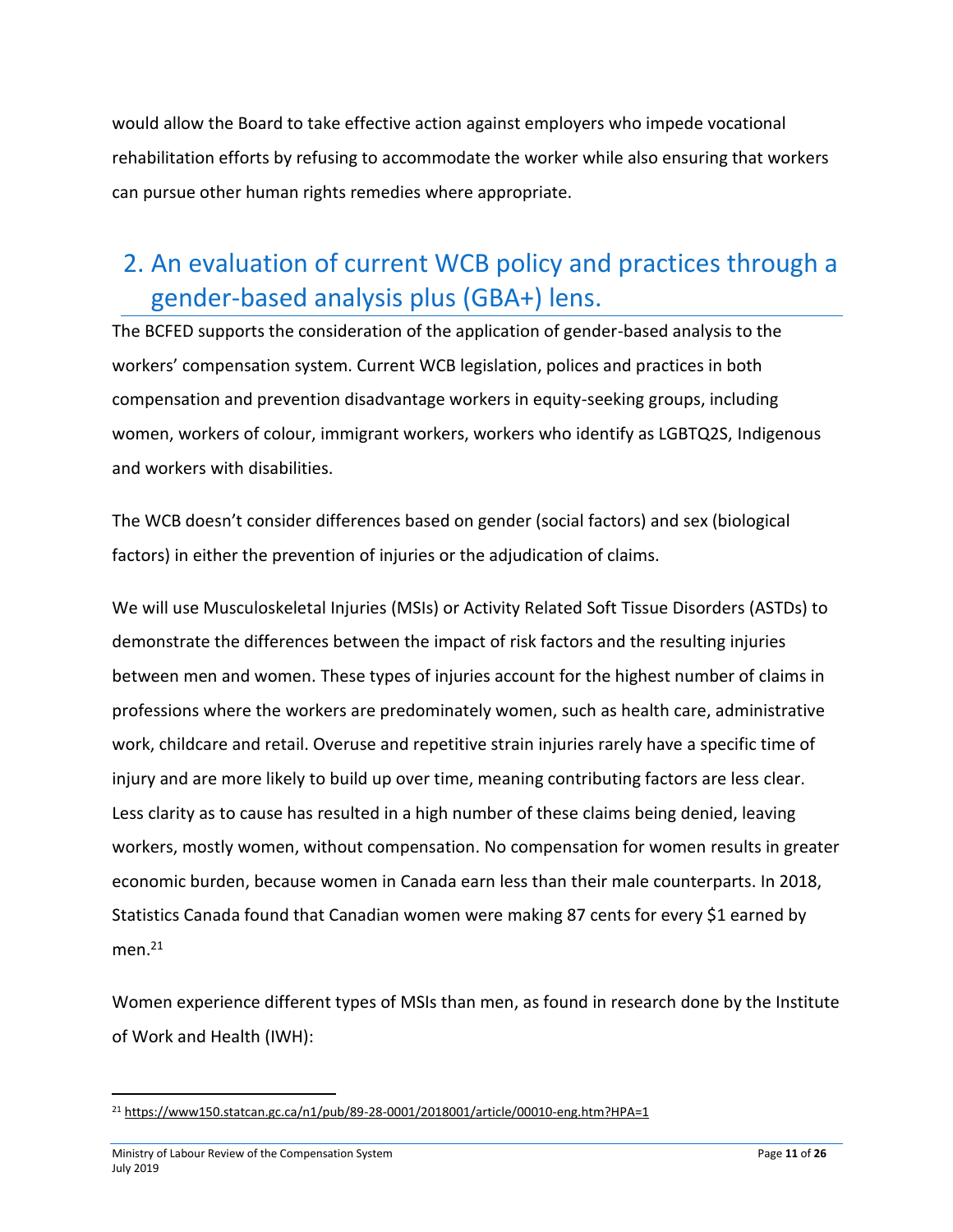would allow the Board to take effective action against employers who impede vocational rehabilitation efforts by refusing to accommodate the worker while also ensuring that workers can pursue other human rights remedies where appropriate.

## 2. An evaluation of current WCB policy and practices through a gender-based analysis plus (GBA+) lens.

The BCFED supports the consideration of the application of gender-based analysis to the workers' compensation system. Current WCB legislation, polices and practices in both compensation and prevention disadvantage workers in equity-seeking groups, including women, workers of colour, immigrant workers, workers who identify as LGBTQ2S, Indigenous and workers with disabilities.

The WCB doesn't consider differences based on gender (social factors) and sex (biological factors) in either the prevention of injuries or the adjudication of claims.

We will use Musculoskeletal Injuries (MSIs) or Activity Related Soft Tissue Disorders (ASTDs) to demonstrate the differences between the impact of risk factors and the resulting injuries between men and women. These types of injuries account for the highest number of claims in professions where the workers are predominately women, such as health care, administrative work, childcare and retail. Overuse and repetitive strain injuries rarely have a specific time of injury and are more likely to build up over time, meaning contributing factors are less clear. Less clarity as to cause has resulted in a high number of these claims being denied, leaving workers, mostly women, without compensation. No compensation for women results in greater economic burden, because women in Canada earn less than their male counterparts. In 2018, Statistics Canada found that Canadian women were making 87 cents for every $1 earned by men.[21]

Women experience different types of MSIs than men, as found in research done by the Institute of Work and Health (IWH):

[21] https://www150.statcan.gc.ca/n1/pub/89-28-0001/2018001/article/00010-eng.htm?HPA=1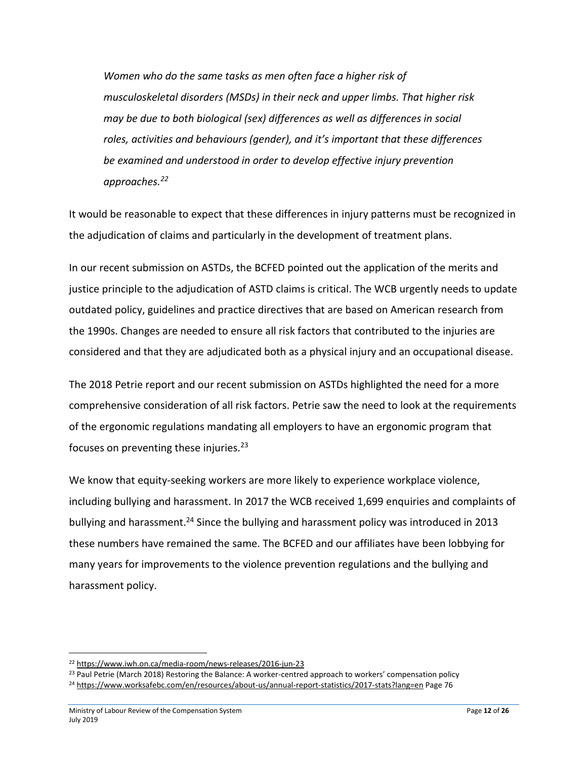*Women who do the same tasks as men often face a higher risk of musculoskeletal disorders (MSDs) in their neck and upper limbs. That higher risk may be due to both biological (sex) differences as well as differences in social roles, activities and behaviours (gender), and it's important that these differences be examined and understood in order to develop effective injury prevention approaches.*[22]

It would be reasonable to expect that these differences in injury patterns must be recognized in the adjudication of claims and particularly in the development of treatment plans.

In our recent submission on ASTDs, the BCFED pointed out the application of the merits and justice principle to the adjudication of ASTD claims is critical. The WCB urgently needs to update outdated policy, guidelines and practice directives that are based on American research from the 1990s. Changes are needed to ensure all risk factors that contributed to the injuries are considered and that they are adjudicated both as a physical injury and an occupational disease.

The 2018 Petrie report and our recent submission on ASTDs highlighted the need for a more comprehensive consideration of all risk factors. Petrie saw the need to look at the requirements of the ergonomic regulations mandating all employers to have an ergonomic program that focuses on preventing these injuries.[23]

We know that equity-seeking workers are more likely to experience workplace violence, including bullying and harassment. In 2017 the WCB received 1,699 enquiries and complaints of bullying and harassment.[24] Since the bullying and harassment policy was introduced in 2013 these numbers have remained the same. The BCFED and our affiliates have been lobbying for many years for improvements to the violence prevention regulations and the bullying and harassment policy.

---

[22] https://www.iwh.on.ca/media-room/news-releases/2016-jun-23

[23] Paul Petrie (March 2018) Restoring the Balance: A worker-centred approach to workers' compensation policy

[24] https://www.worksafebc.com/en/resources/about-us/annual-report-statistics/2017-stats?lang=en Page 76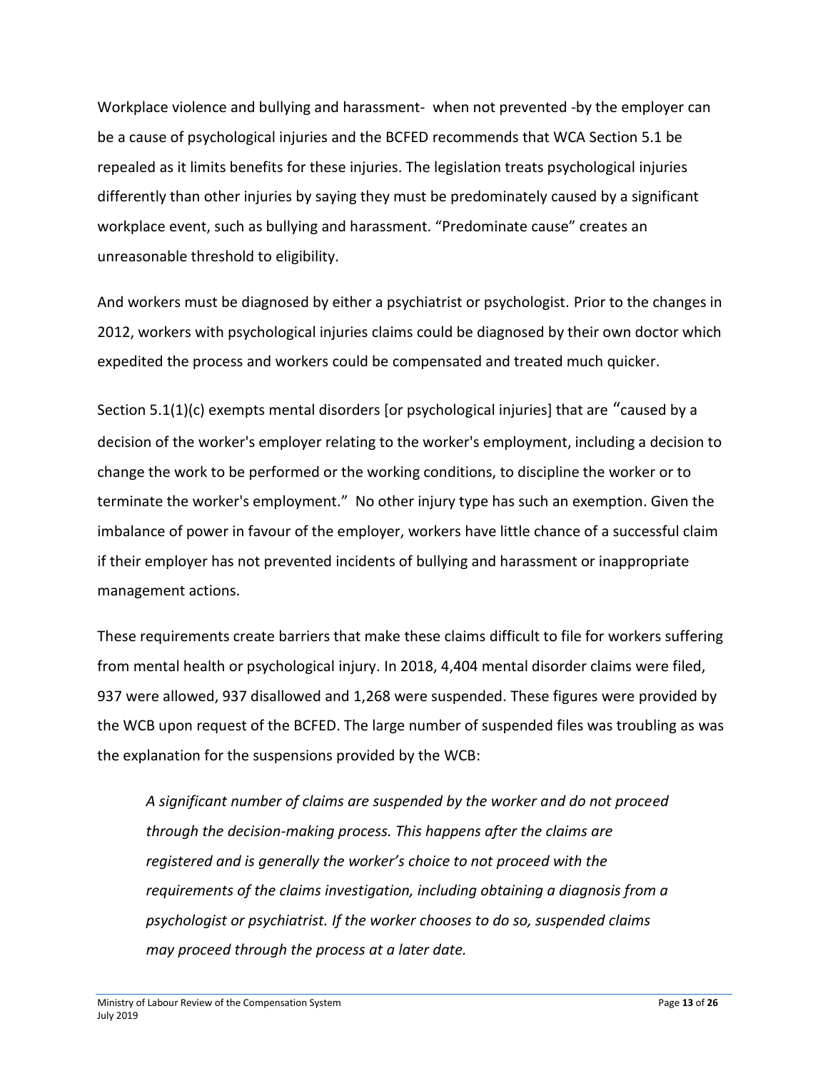Workplace violence and bullying and harassment- when not prevented -by the employer can be a cause of psychological injuries and the BCFED recommends that WCA Section 5.1 be repealed as it limits benefits for these injuries. The legislation treats psychological injuries differently than other injuries by saying they must be predominately caused by a significant workplace event, such as bullying and harassment. “Predominate cause” creates an unreasonable threshold to eligibility.

And workers must be diagnosed by either a psychiatrist or psychologist. Prior to the changes in 2012, workers with psychological injuries claims could be diagnosed by their own doctor which expedited the process and workers could be compensated and treated much quicker.

Section 5.1(1)(c) exempts mental disorders [or psychological injuries] that are “caused by a decision of the worker's employer relating to the worker's employment, including a decision to change the work to be performed or the working conditions, to discipline the worker or to terminate the worker's employment.” No other injury type has such an exemption. Given the imbalance of power in favour of the employer, workers have little chance of a successful claim if their employer has not prevented incidents of bullying and harassment or inappropriate management actions.

These requirements create barriers that make these claims difficult to file for workers suffering from mental health or psychological injury. In 2018, 4,404 mental disorder claims were filed, 937 were allowed, 937 disallowed and 1,268 were suspended. These figures were provided by the WCB upon request of the BCFED. The large number of suspended files was troubling as was the explanation for the suspensions provided by the WCB:

> *A significant number of claims are suspended by the worker and do not proceed through the decision-making process. This happens after the claims are registered and is generally the worker’s choice to not proceed with the requirements of the claims investigation, including obtaining a diagnosis from a psychologist or psychiatrist. If the worker chooses to do so, suspended claims may proceed through the process at a later date.*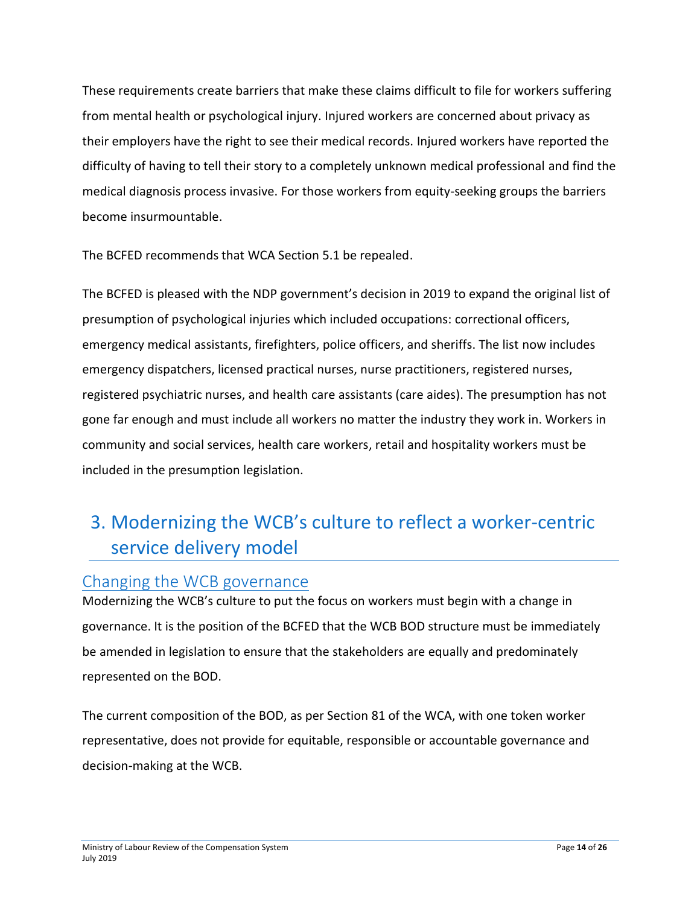These requirements create barriers that make these claims difficult to file for workers suffering from mental health or psychological injury. Injured workers are concerned about privacy as their employers have the right to see their medical records. Injured workers have reported the difficulty of having to tell their story to a completely unknown medical professional and find the medical diagnosis process invasive. For those workers from equity-seeking groups the barriers become insurmountable.

The BCFED recommends that WCA Section 5.1 be repealed.

The BCFED is pleased with the NDP government's decision in 2019 to expand the original list of presumption of psychological injuries which included occupations: correctional officers, emergency medical assistants, firefighters, police officers, and sheriffs. The list now includes emergency dispatchers, licensed practical nurses, nurse practitioners, registered nurses, registered psychiatric nurses, and health care assistants (care aides). The presumption has not gone far enough and must include all workers no matter the industry they work in. Workers in community and social services, health care workers, retail and hospitality workers must be included in the presumption legislation.

# 3. Modernizing the WCB's culture to reflect a worker-centric service delivery model

## Changing the WCB governance

Modernizing the WCB's culture to put the focus on workers must begin with a change in governance. It is the position of the BCFED that the WCB BOD structure must be immediately be amended in legislation to ensure that the stakeholders are equally and predominately represented on the BOD.

The current composition of the BOD, as per Section 81 of the WCA, with one token worker representative, does not provide for equitable, responsible or accountable governance and decision-making at the WCB.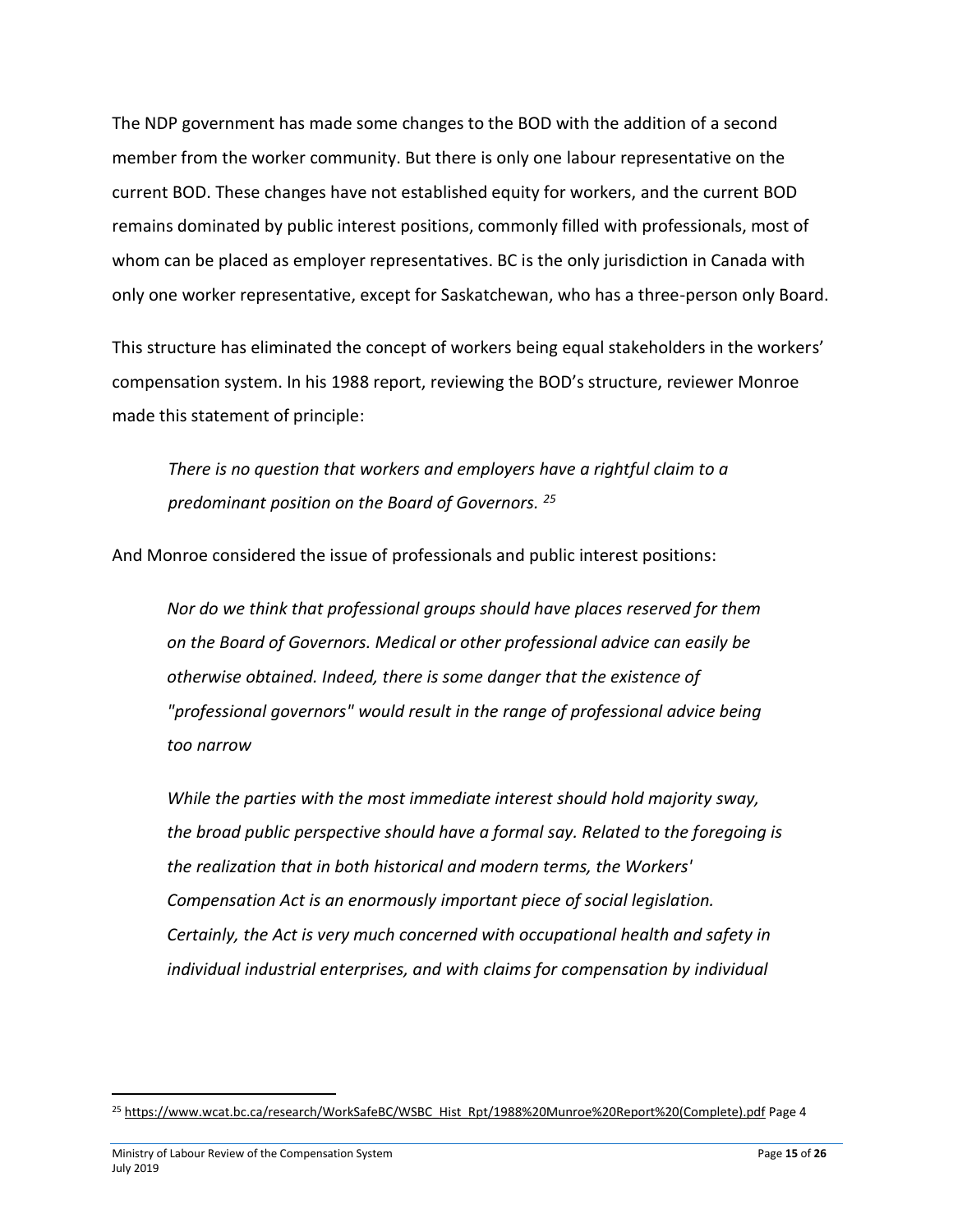The NDP government has made some changes to the BOD with the addition of a second member from the worker community. But there is only one labour representative on the current BOD. These changes have not established equity for workers, and the current BOD remains dominated by public interest positions, commonly filled with professionals, most of whom can be placed as employer representatives. BC is the only jurisdiction in Canada with only one worker representative, except for Saskatchewan, who has a three-person only Board.

This structure has eliminated the concept of workers being equal stakeholders in the workers' compensation system. In his 1988 report, reviewing the BOD's structure, reviewer Monroe made this statement of principle:

> *There is no question that workers and employers have a rightful claim to a predominant position on the Board of Governors.* [25]

And Monroe considered the issue of professionals and public interest positions:

> *Nor do we think that professional groups should have places reserved for them on the Board of Governors. Medical or other professional advice can easily be otherwise obtained. Indeed, there is some danger that the existence of "professional governors" would result in the range of professional advice being too narrow*
>
> *While the parties with the most immediate interest should hold majority sway, the broad public perspective should have a formal say. Related to the foregoing is the realization that in both historical and modern terms, the Workers' Compensation Act is an enormously important piece of social legislation. Certainly, the Act is very much concerned with occupational health and safety in individual industrial enterprises, and with claims for compensation by individual*

---

[25] https://www.wcat.bc.ca/research/WorkSafeBC/WSBC_Hist_Rpt/1988%20Munroe%20Report%20(Complete).pdf Page 4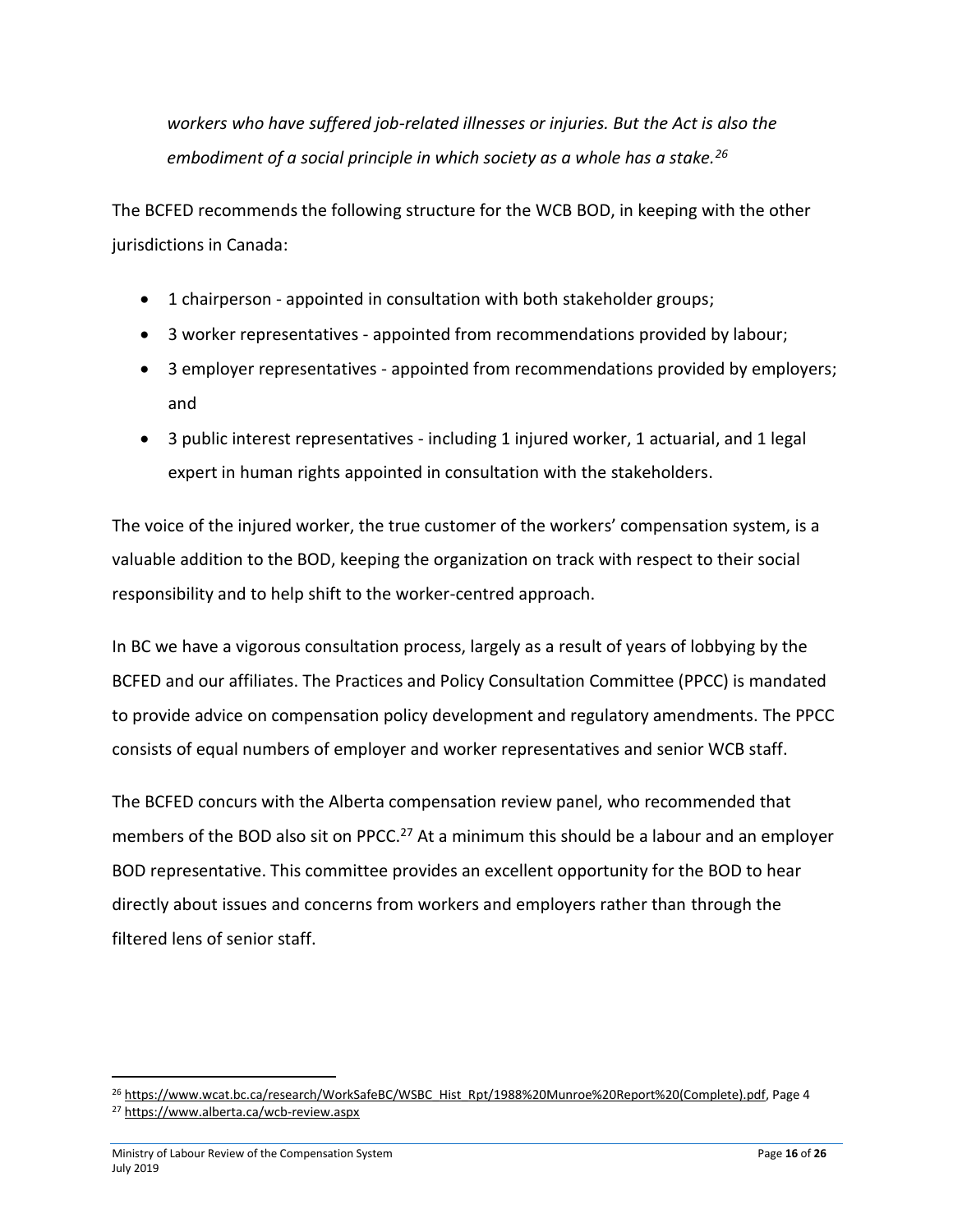*workers who have suffered job-related illnesses or injuries. But the Act is also the embodiment of a social principle in which society as a whole has a stake.*[26]

The BCFED recommends the following structure for the WCB BOD, in keeping with the other jurisdictions in Canada:

- 1 chairperson - appointed in consultation with both stakeholder groups;
- 3 worker representatives - appointed from recommendations provided by labour;
- 3 employer representatives - appointed from recommendations provided by employers; and
- 3 public interest representatives - including 1 injured worker, 1 actuarial, and 1 legal expert in human rights appointed in consultation with the stakeholders.

The voice of the injured worker, the true customer of the workers' compensation system, is a valuable addition to the BOD, keeping the organization on track with respect to their social responsibility and to help shift to the worker-centred approach.

In BC we have a vigorous consultation process, largely as a result of years of lobbying by the BCFED and our affiliates. The Practices and Policy Consultation Committee (PPCC) is mandated to provide advice on compensation policy development and regulatory amendments. The PPCC consists of equal numbers of employer and worker representatives and senior WCB staff.

The BCFED concurs with the Alberta compensation review panel, who recommended that members of the BOD also sit on PPCC.[27] At a minimum this should be a labour and an employer BOD representative. This committee provides an excellent opportunity for the BOD to hear directly about issues and concerns from workers and employers rather than through the filtered lens of senior staff.

---

[26] https://www.wcat.bc.ca/research/WorkSafeBC/WSBC_Hist_Rpt/1988%20Munroe%20Report%20(Complete).pdf, Page 4

[27] https://www.alberta.ca/wcb-review.aspx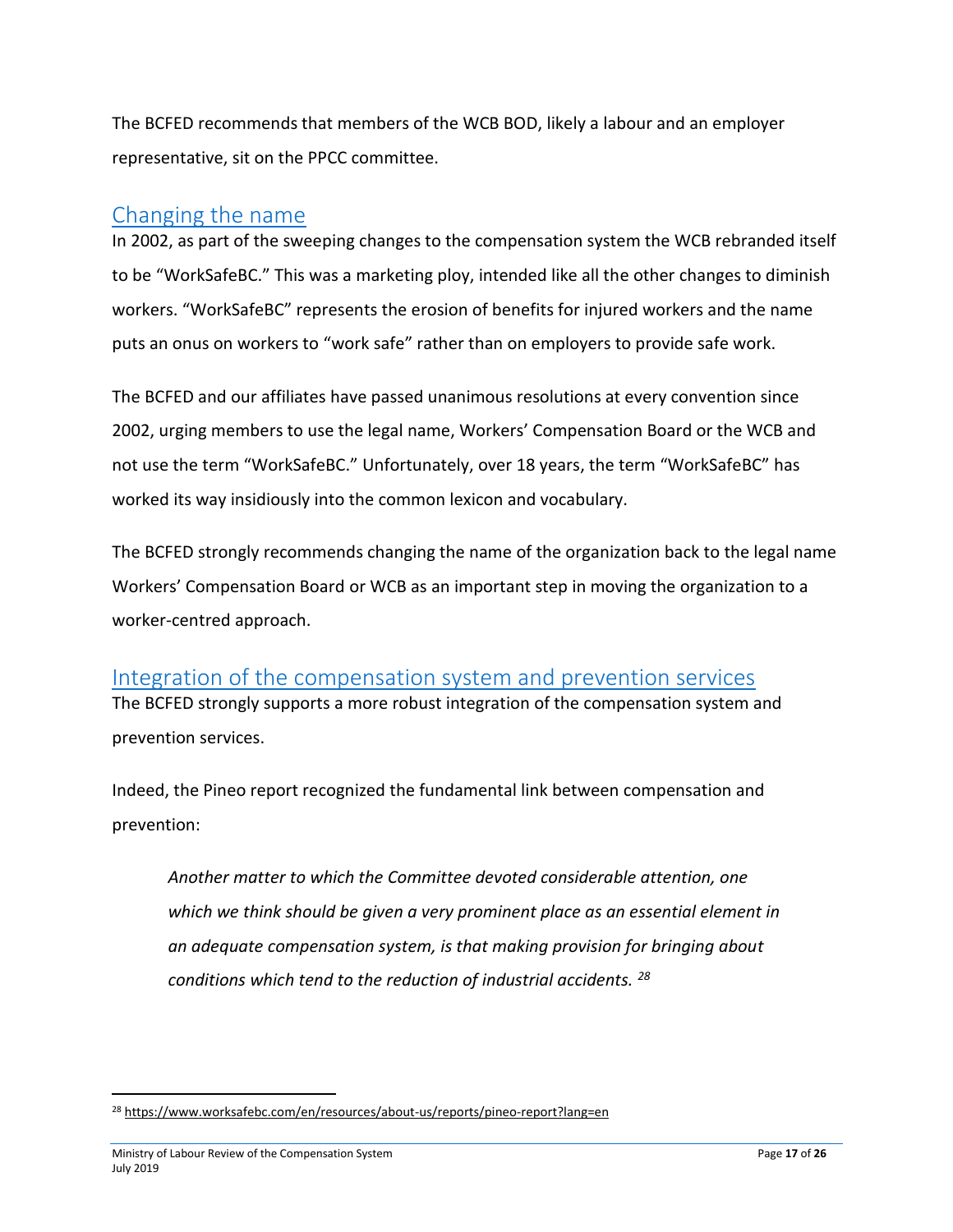The BCFED recommends that members of the WCB BOD, likely a labour and an employer representative, sit on the PPCC committee.

## Changing the name

In 2002, as part of the sweeping changes to the compensation system the WCB rebranded itself to be "WorkSafeBC." This was a marketing ploy, intended like all the other changes to diminish workers. "WorkSafeBC" represents the erosion of benefits for injured workers and the name puts an onus on workers to "work safe" rather than on employers to provide safe work.

The BCFED and our affiliates have passed unanimous resolutions at every convention since 2002, urging members to use the legal name, Workers' Compensation Board or the WCB and not use the term "WorkSafeBC." Unfortunately, over 18 years, the term "WorkSafeBC" has worked its way insidiously into the common lexicon and vocabulary.

The BCFED strongly recommends changing the name of the organization back to the legal name Workers' Compensation Board or WCB as an important step in moving the organization to a worker-centred approach.

## Integration of the compensation system and prevention services

The BCFED strongly supports a more robust integration of the compensation system and prevention services.

Indeed, the Pineo report recognized the fundamental link between compensation and prevention:

> *Another matter to which the Committee devoted considerable attention, one which we think should be given a very prominent place as an essential element in an adequate compensation system, is that making provision for bringing about conditions which tend to the reduction of industrial accidents.* [28]

[28] https://www.worksafebc.com/en/resources/about-us/reports/pineo-report?lang=en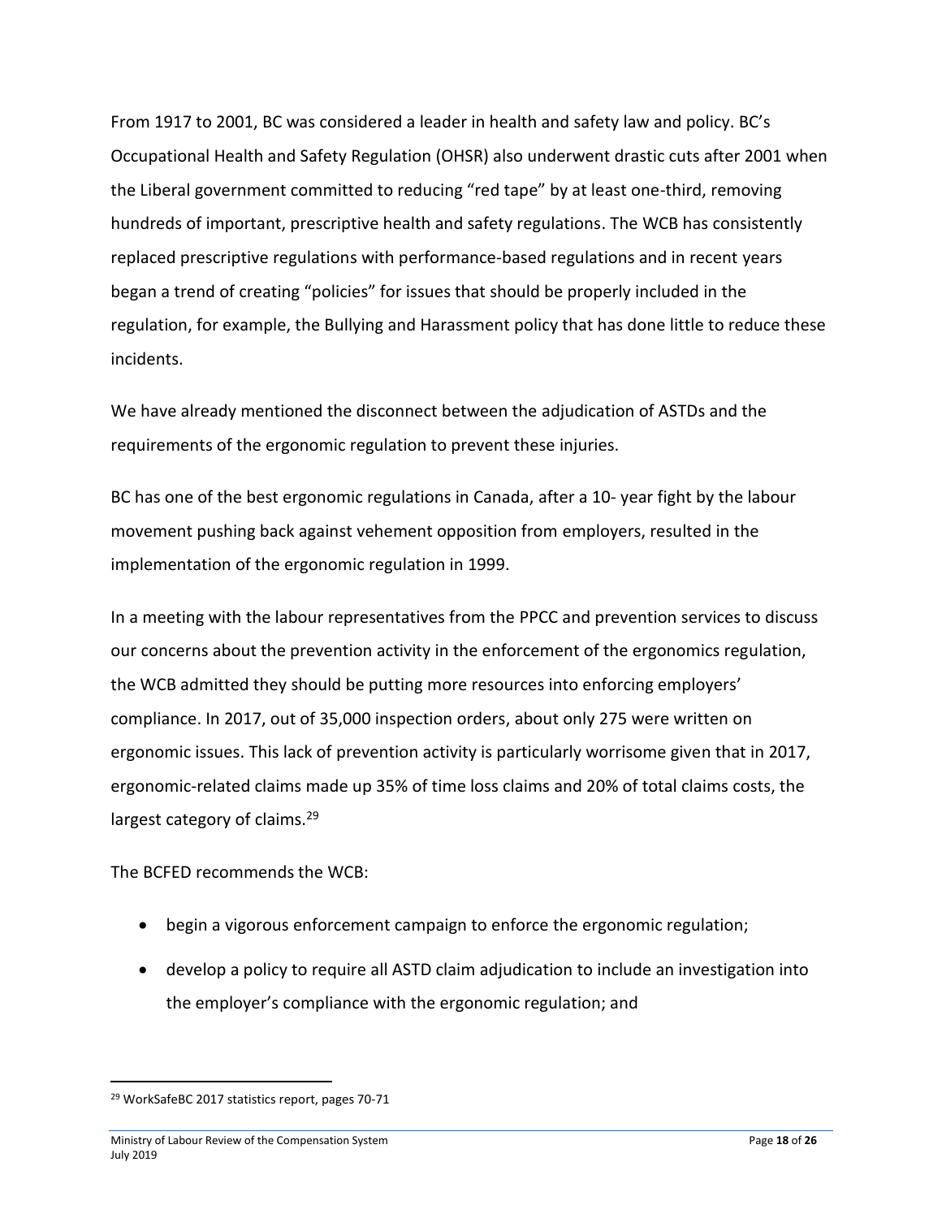From 1917 to 2001, BC was considered a leader in health and safety law and policy. BC's Occupational Health and Safety Regulation (OHSR) also underwent drastic cuts after 2001 when the Liberal government committed to reducing "red tape" by at least one-third, removing hundreds of important, prescriptive health and safety regulations. The WCB has consistently replaced prescriptive regulations with performance-based regulations and in recent years began a trend of creating "policies" for issues that should be properly included in the regulation, for example, the Bullying and Harassment policy that has done little to reduce these incidents.

We have already mentioned the disconnect between the adjudication of ASTDs and the requirements of the ergonomic regulation to prevent these injuries.

BC has one of the best ergonomic regulations in Canada, after a 10- year fight by the labour movement pushing back against vehement opposition from employers, resulted in the implementation of the ergonomic regulation in 1999.

In a meeting with the labour representatives from the PPCC and prevention services to discuss our concerns about the prevention activity in the enforcement of the ergonomics regulation, the WCB admitted they should be putting more resources into enforcing employers' compliance. In 2017, out of 35,000 inspection orders, about only 275 were written on ergonomic issues. This lack of prevention activity is particularly worrisome given that in 2017, ergonomic-related claims made up 35% of time loss claims and 20% of total claims costs, the largest category of claims.[29]

The BCFED recommends the WCB:

- begin a vigorous enforcement campaign to enforce the ergonomic regulation;
- develop a policy to require all ASTD claim adjudication to include an investigation into the employer's compliance with the ergonomic regulation; and

[29] WorkSafeBC 2017 statistics report, pages 70-71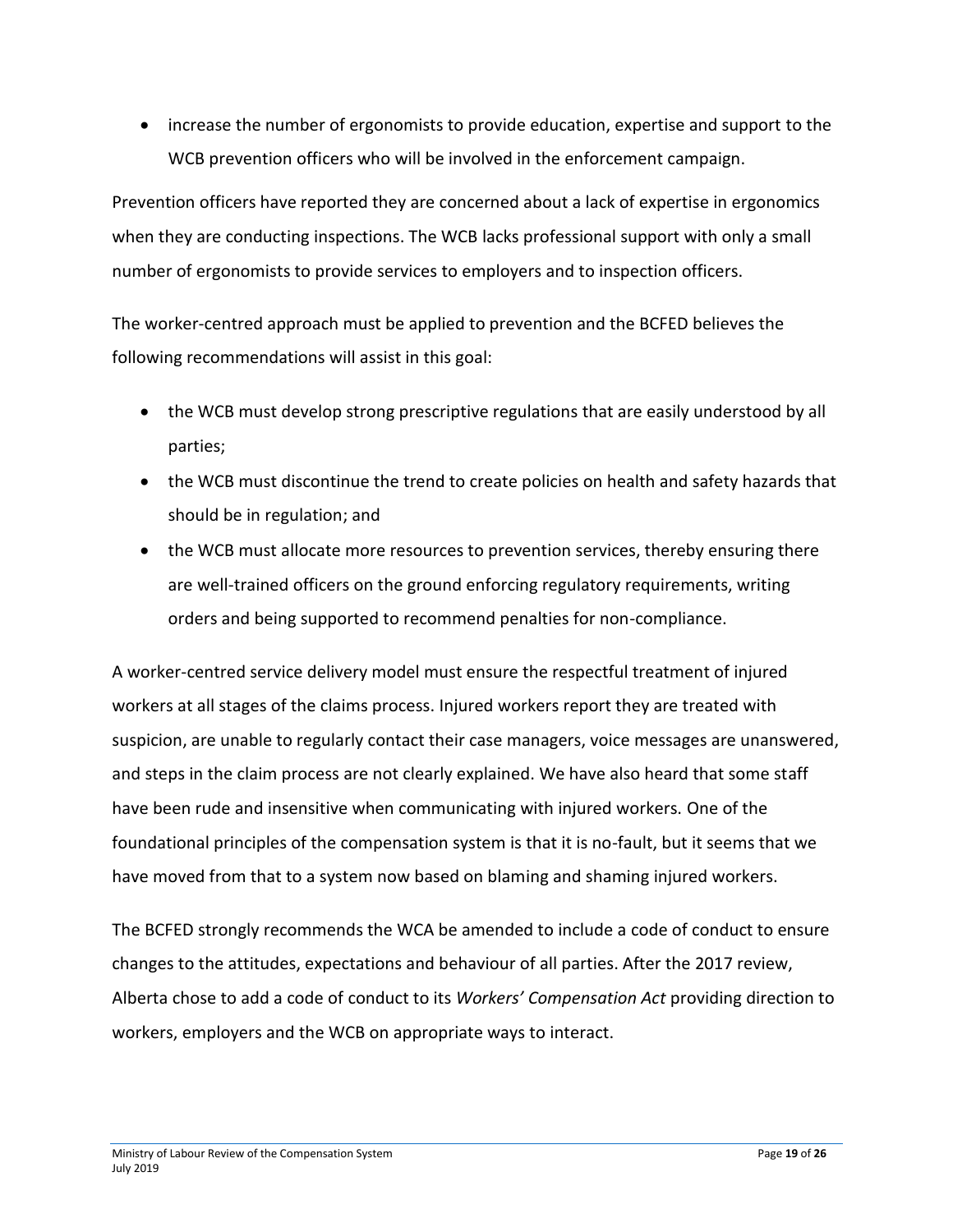- increase the number of ergonomists to provide education, expertise and support to the WCB prevention officers who will be involved in the enforcement campaign.

Prevention officers have reported they are concerned about a lack of expertise in ergonomics when they are conducting inspections. The WCB lacks professional support with only a small number of ergonomists to provide services to employers and to inspection officers.

The worker-centred approach must be applied to prevention and the BCFED believes the following recommendations will assist in this goal:

- the WCB must develop strong prescriptive regulations that are easily understood by all parties;
- the WCB must discontinue the trend to create policies on health and safety hazards that should be in regulation; and
- the WCB must allocate more resources to prevention services, thereby ensuring there are well-trained officers on the ground enforcing regulatory requirements, writing orders and being supported to recommend penalties for non-compliance.

A worker-centred service delivery model must ensure the respectful treatment of injured workers at all stages of the claims process. Injured workers report they are treated with suspicion, are unable to regularly contact their case managers, voice messages are unanswered, and steps in the claim process are not clearly explained. We have also heard that some staff have been rude and insensitive when communicating with injured workers. One of the foundational principles of the compensation system is that it is no-fault, but it seems that we have moved from that to a system now based on blaming and shaming injured workers.

The BCFED strongly recommends the WCA be amended to include a code of conduct to ensure changes to the attitudes, expectations and behaviour of all parties. After the 2017 review, Alberta chose to add a code of conduct to its *Workers' Compensation Act* providing direction to workers, employers and the WCB on appropriate ways to interact.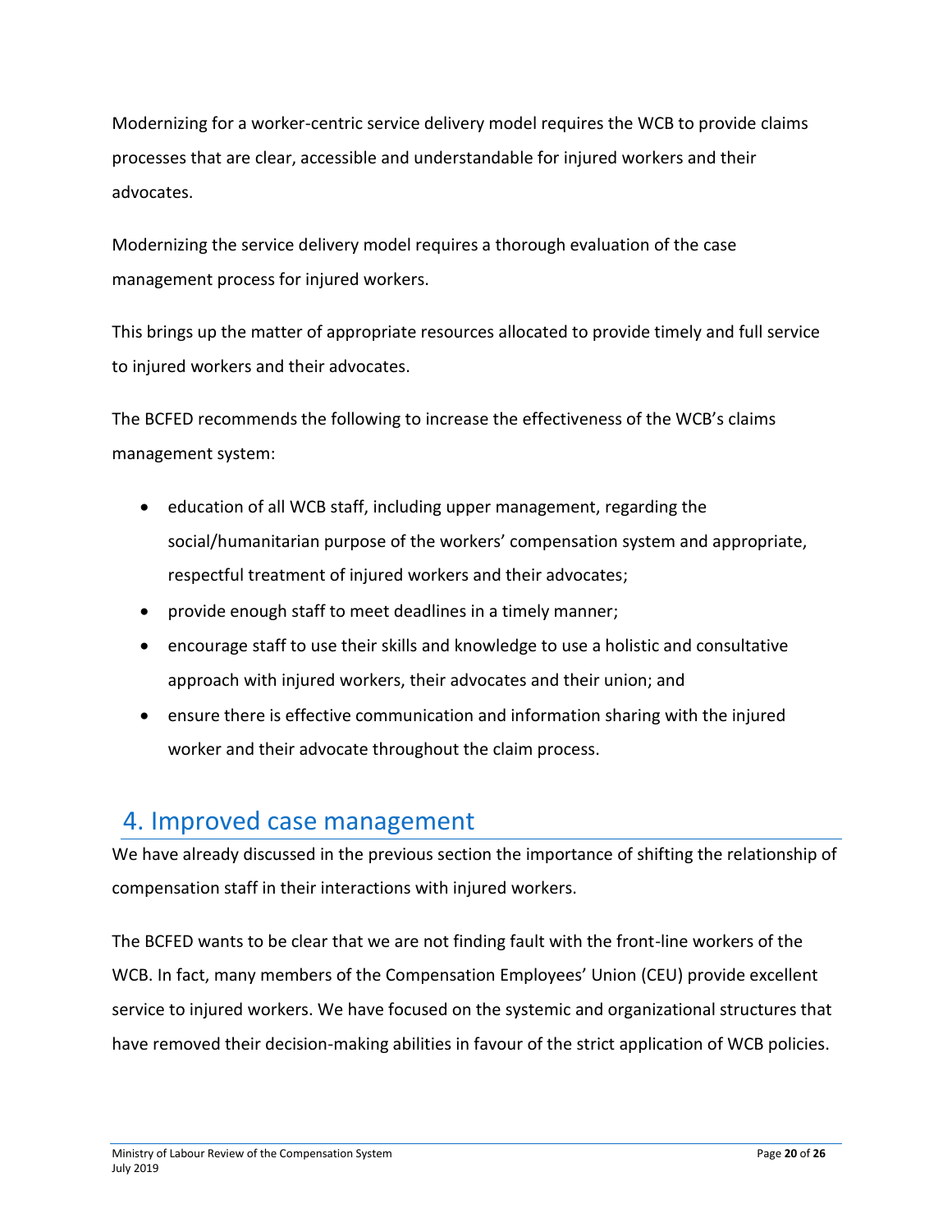Modernizing for a worker-centric service delivery model requires the WCB to provide claims processes that are clear, accessible and understandable for injured workers and their advocates.

Modernizing the service delivery model requires a thorough evaluation of the case management process for injured workers.

This brings up the matter of appropriate resources allocated to provide timely and full service to injured workers and their advocates.

The BCFED recommends the following to increase the effectiveness of the WCB's claims management system:

- education of all WCB staff, including upper management, regarding the social/humanitarian purpose of the workers' compensation system and appropriate, respectful treatment of injured workers and their advocates;
- provide enough staff to meet deadlines in a timely manner;
- encourage staff to use their skills and knowledge to use a holistic and consultative approach with injured workers, their advocates and their union; and
- ensure there is effective communication and information sharing with the injured worker and their advocate throughout the claim process.

## 4. Improved case management

We have already discussed in the previous section the importance of shifting the relationship of compensation staff in their interactions with injured workers.

The BCFED wants to be clear that we are not finding fault with the front-line workers of the WCB. In fact, many members of the Compensation Employees' Union (CEU) provide excellent service to injured workers. We have focused on the systemic and organizational structures that have removed their decision-making abilities in favour of the strict application of WCB policies.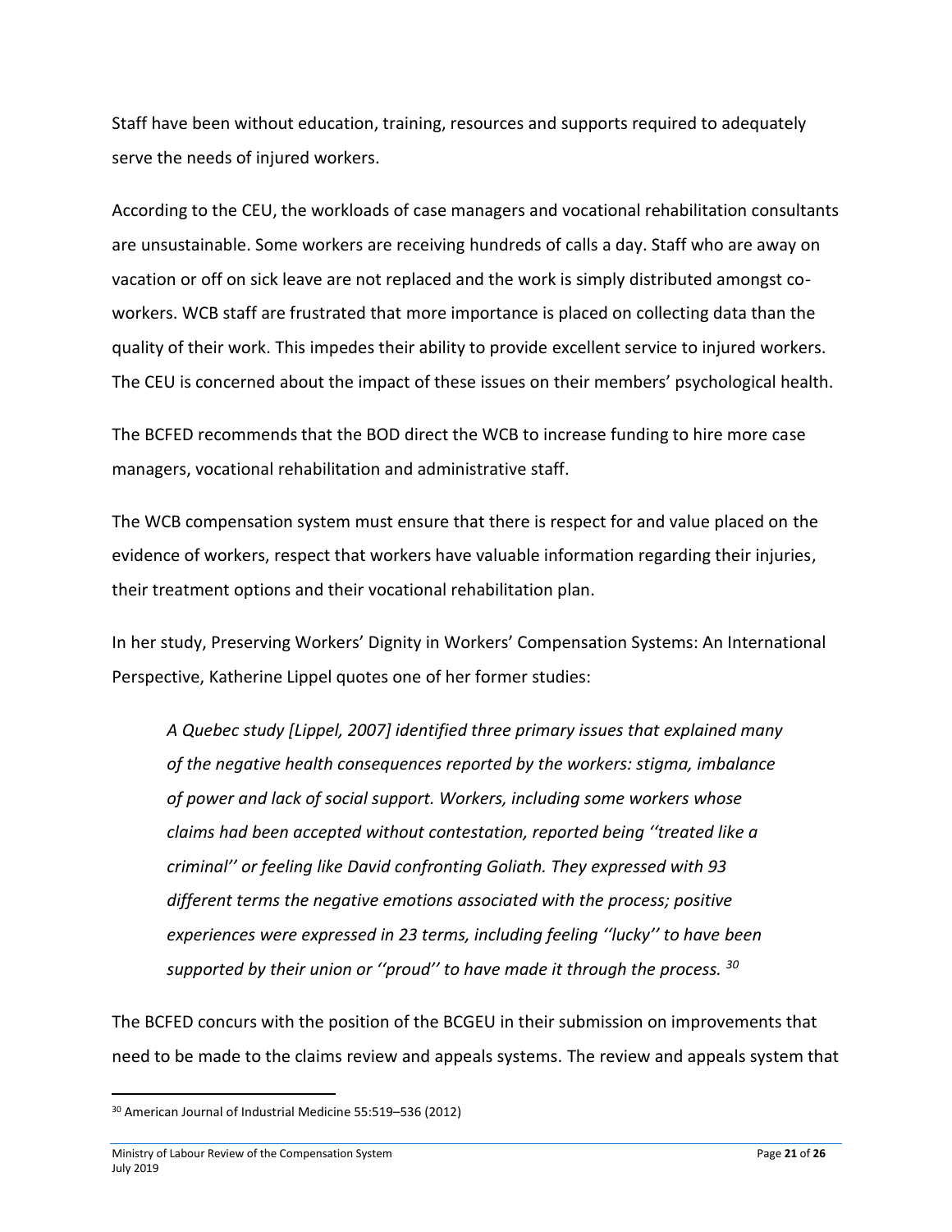Staff have been without education, training, resources and supports required to adequately serve the needs of injured workers.

According to the CEU, the workloads of case managers and vocational rehabilitation consultants are unsustainable. Some workers are receiving hundreds of calls a day. Staff who are away on vacation or off on sick leave are not replaced and the work is simply distributed amongst co-workers. WCB staff are frustrated that more importance is placed on collecting data than the quality of their work. This impedes their ability to provide excellent service to injured workers. The CEU is concerned about the impact of these issues on their members' psychological health.

The BCFED recommends that the BOD direct the WCB to increase funding to hire more case managers, vocational rehabilitation and administrative staff.

The WCB compensation system must ensure that there is respect for and value placed on the evidence of workers, respect that workers have valuable information regarding their injuries, their treatment options and their vocational rehabilitation plan.

In her study, Preserving Workers' Dignity in Workers' Compensation Systems: An International Perspective, Katherine Lippel quotes one of her former studies:

> *A Quebec study [Lippel, 2007] identified three primary issues that explained many of the negative health consequences reported by the workers: stigma, imbalance of power and lack of social support. Workers, including some workers whose claims had been accepted without contestation, reported being ''treated like a criminal'' or feeling like David confronting Goliath. They expressed with 93 different terms the negative emotions associated with the process; positive experiences were expressed in 23 terms, including feeling ''lucky'' to have been supported by their union or ''proud'' to have made it through the process.* [30]

The BCFED concurs with the position of the BCGEU in their submission on improvements that need to be made to the claims review and appeals systems. The review and appeals system that

[30] American Journal of Industrial Medicine 55:519–536 (2012)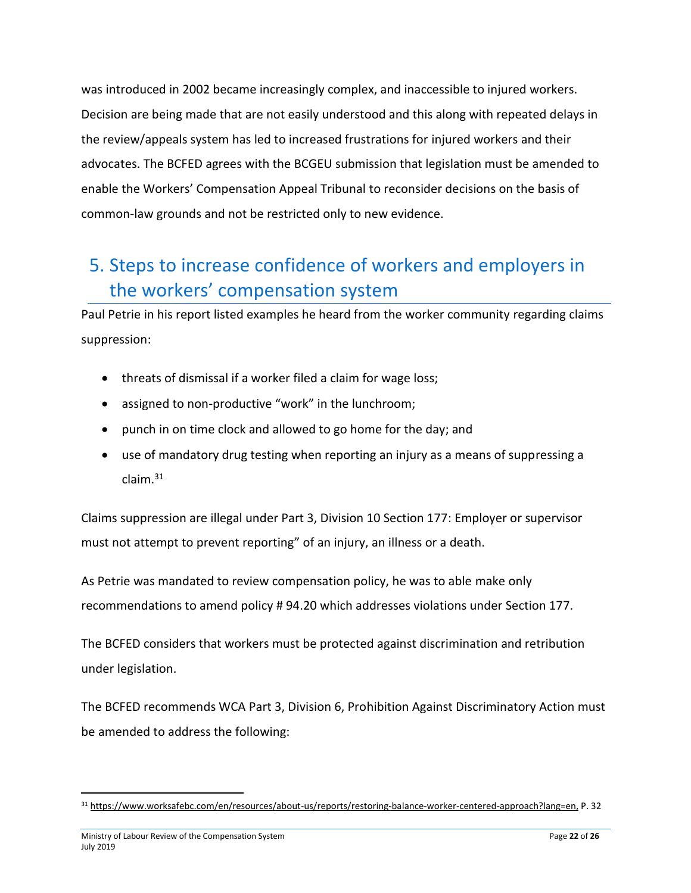was introduced in 2002 became increasingly complex, and inaccessible to injured workers. Decision are being made that are not easily understood and this along with repeated delays in the review/appeals system has led to increased frustrations for injured workers and their advocates. The BCFED agrees with the BCGEU submission that legislation must be amended to enable the Workers' Compensation Appeal Tribunal to reconsider decisions on the basis of common-law grounds and not be restricted only to new evidence.

## 5. Steps to increase confidence of workers and employers in the workers' compensation system

Paul Petrie in his report listed examples he heard from the worker community regarding claims suppression:

- threats of dismissal if a worker filed a claim for wage loss;
- assigned to non-productive "work" in the lunchroom;
- punch in on time clock and allowed to go home for the day; and
- use of mandatory drug testing when reporting an injury as a means of suppressing a claim.[31]

Claims suppression are illegal under Part 3, Division 10 Section 177: Employer or supervisor must not attempt to prevent reporting" of an injury, an illness or a death.

As Petrie was mandated to review compensation policy, he was to able make only recommendations to amend policy # 94.20 which addresses violations under Section 177.

The BCFED considers that workers must be protected against discrimination and retribution under legislation.

The BCFED recommends WCA Part 3, Division 6, Prohibition Against Discriminatory Action must be amended to address the following:

[31] https://www.worksafebc.com/en/resources/about-us/reports/restoring-balance-worker-centered-approach?lang=en, P. 32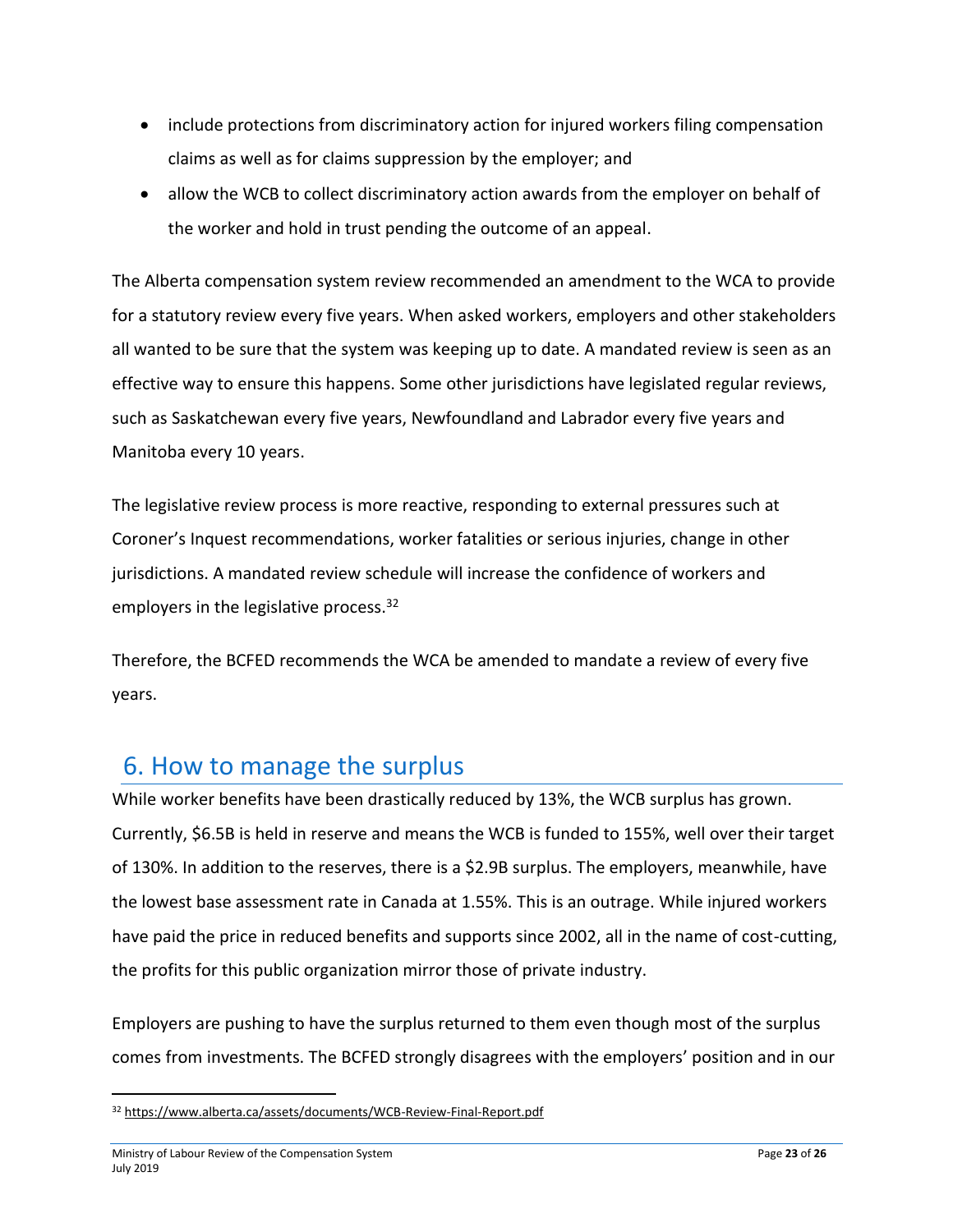- include protections from discriminatory action for injured workers filing compensation claims as well as for claims suppression by the employer; and
- allow the WCB to collect discriminatory action awards from the employer on behalf of the worker and hold in trust pending the outcome of an appeal.

The Alberta compensation system review recommended an amendment to the WCA to provide for a statutory review every five years. When asked workers, employers and other stakeholders all wanted to be sure that the system was keeping up to date. A mandated review is seen as an effective way to ensure this happens. Some other jurisdictions have legislated regular reviews, such as Saskatchewan every five years, Newfoundland and Labrador every five years and Manitoba every 10 years.

The legislative review process is more reactive, responding to external pressures such at Coroner's Inquest recommendations, worker fatalities or serious injuries, change in other jurisdictions. A mandated review schedule will increase the confidence of workers and employers in the legislative process.[32]

Therefore, the BCFED recommends the WCA be amended to mandate a review of every five years.

## 6. How to manage the surplus

While worker benefits have been drastically reduced by 13%, the WCB surplus has grown. Currently, $6.5B is held in reserve and means the WCB is funded to 155%, well over their target of 130%. In addition to the reserves, there is a $2.9B surplus. The employers, meanwhile, have the lowest base assessment rate in Canada at 1.55%. This is an outrage. While injured workers have paid the price in reduced benefits and supports since 2002, all in the name of cost-cutting, the profits for this public organization mirror those of private industry.

Employers are pushing to have the surplus returned to them even though most of the surplus comes from investments. The BCFED strongly disagrees with the employers' position and in our

[32] https://www.alberta.ca/assets/documents/WCB-Review-Final-Report.pdf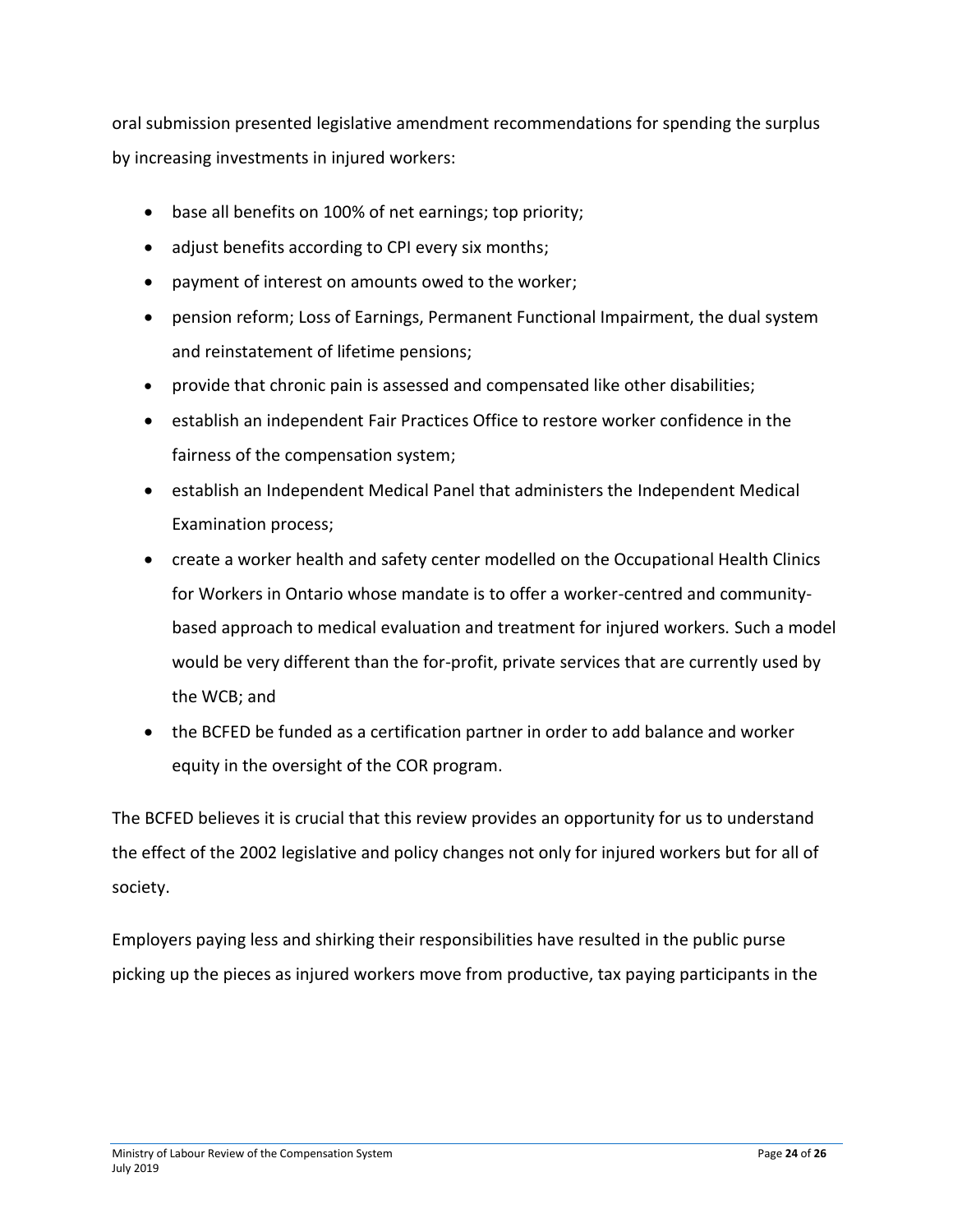oral submission presented legislative amendment recommendations for spending the surplus by increasing investments in injured workers:

- base all benefits on 100% of net earnings; top priority;
- adjust benefits according to CPI every six months;
- payment of interest on amounts owed to the worker;
- pension reform; Loss of Earnings, Permanent Functional Impairment, the dual system and reinstatement of lifetime pensions;
- provide that chronic pain is assessed and compensated like other disabilities;
- establish an independent Fair Practices Office to restore worker confidence in the fairness of the compensation system;
- establish an Independent Medical Panel that administers the Independent Medical Examination process;
- create a worker health and safety center modelled on the Occupational Health Clinics for Workers in Ontario whose mandate is to offer a worker-centred and community-based approach to medical evaluation and treatment for injured workers. Such a model would be very different than the for-profit, private services that are currently used by the WCB; and
- the BCFED be funded as a certification partner in order to add balance and worker equity in the oversight of the COR program.

The BCFED believes it is crucial that this review provides an opportunity for us to understand the effect of the 2002 legislative and policy changes not only for injured workers but for all of society.

Employers paying less and shirking their responsibilities have resulted in the public purse picking up the pieces as injured workers move from productive, tax paying participants in the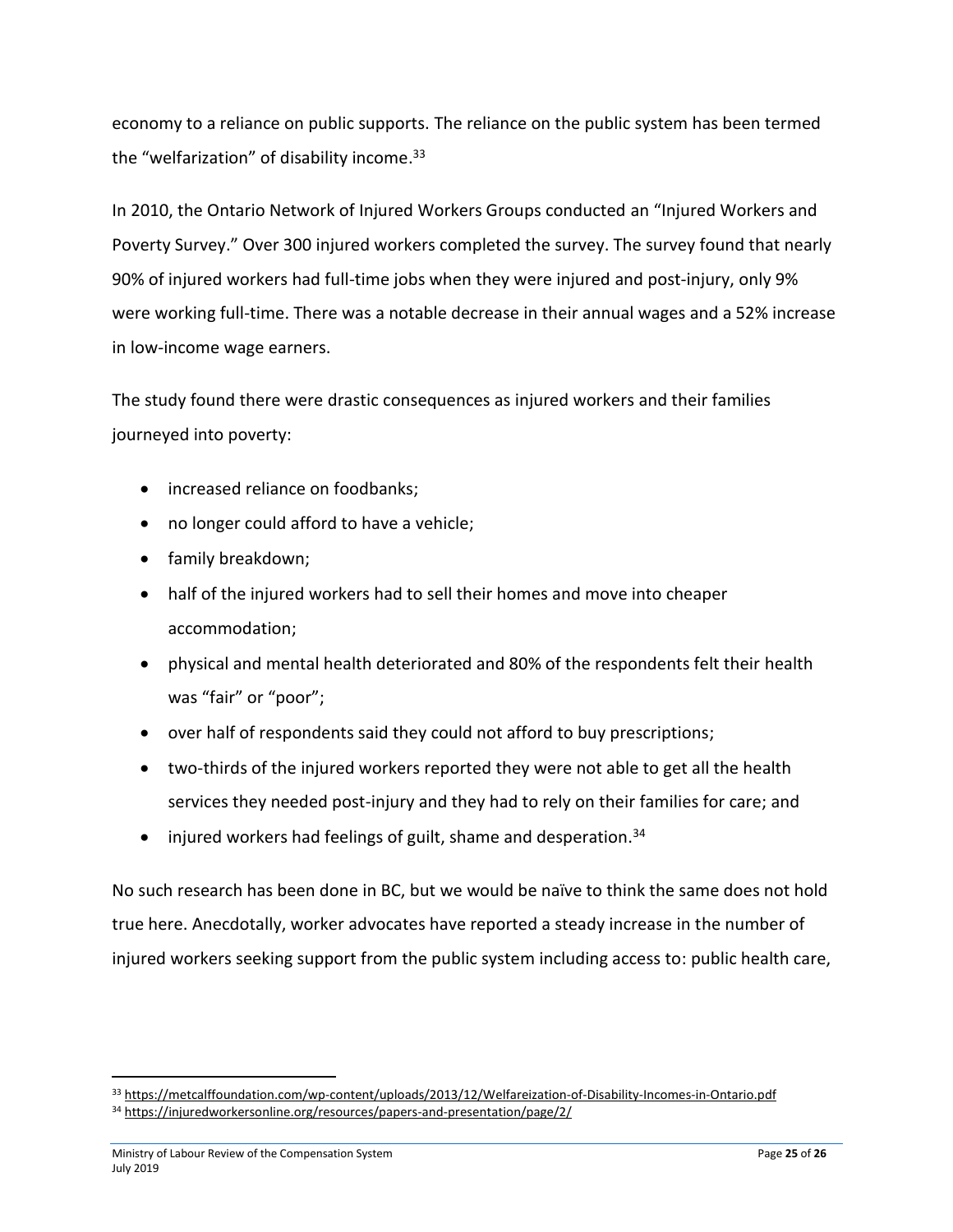economy to a reliance on public supports. The reliance on the public system has been termed the "welfarization" of disability income.[33]

In 2010, the Ontario Network of Injured Workers Groups conducted an "Injured Workers and Poverty Survey." Over 300 injured workers completed the survey. The survey found that nearly 90% of injured workers had full-time jobs when they were injured and post-injury, only 9% were working full-time. There was a notable decrease in their annual wages and a 52% increase in low-income wage earners.

The study found there were drastic consequences as injured workers and their families journeyed into poverty:

- increased reliance on foodbanks;
- no longer could afford to have a vehicle;
- family breakdown;
- half of the injured workers had to sell their homes and move into cheaper accommodation;
- physical and mental health deteriorated and 80% of the respondents felt their health was "fair" or "poor";
- over half of respondents said they could not afford to buy prescriptions;
- two-thirds of the injured workers reported they were not able to get all the health services they needed post-injury and they had to rely on their families for care; and
- injured workers had feelings of guilt, shame and desperation.[34]

No such research has been done in BC, but we would be naïve to think the same does not hold true here. Anecdotally, worker advocates have reported a steady increase in the number of injured workers seeking support from the public system including access to: public health care,

---

[33] https://metcalffoundation.com/wp-content/uploads/2013/12/Welfareization-of-Disability-Incomes-in-Ontario.pdf

[34] https://injuredworkersonline.org/resources/papers-and-presentation/page/2/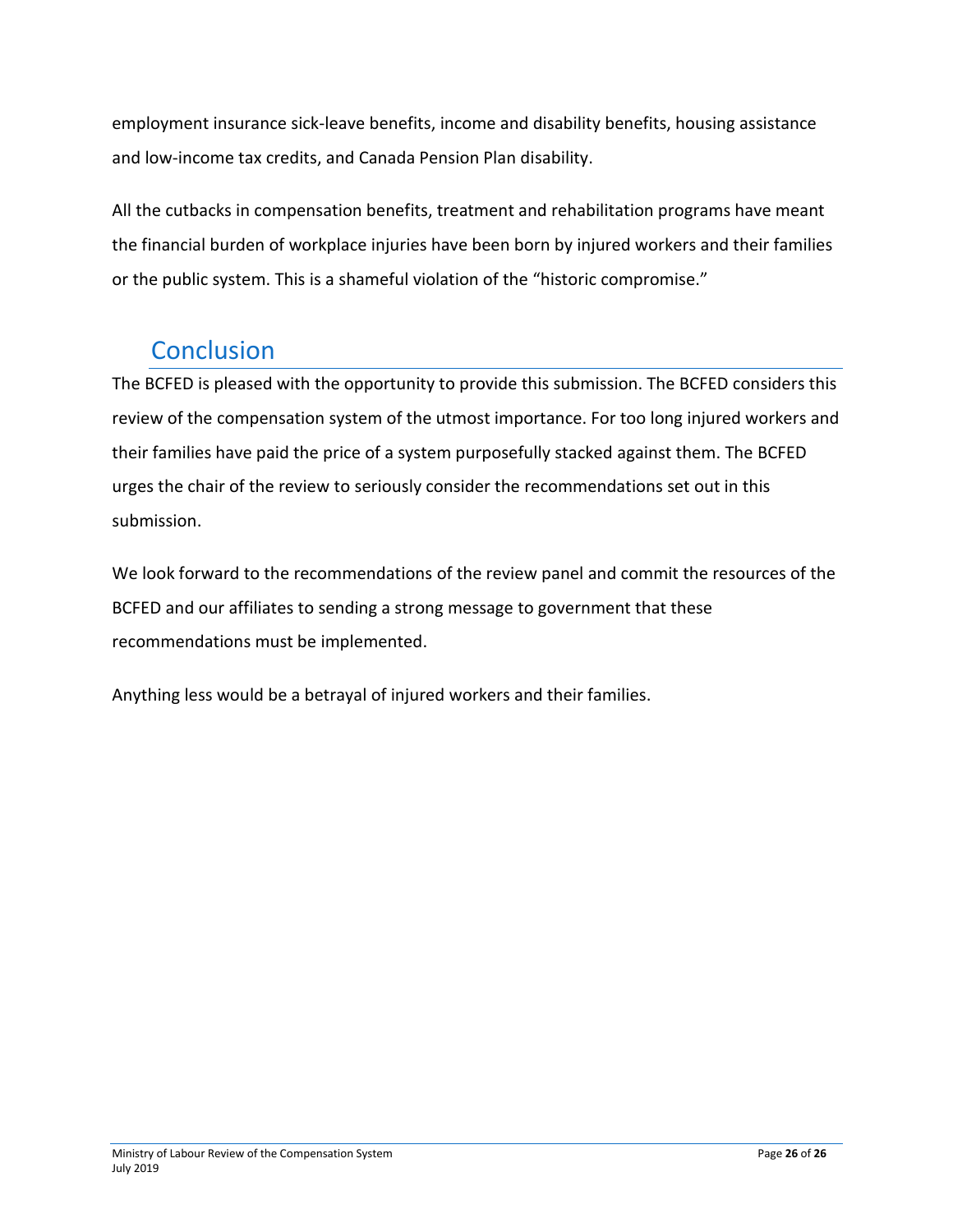employment insurance sick-leave benefits, income and disability benefits, housing assistance and low-income tax credits, and Canada Pension Plan disability.

All the cutbacks in compensation benefits, treatment and rehabilitation programs have meant the financial burden of workplace injuries have been born by injured workers and their families or the public system. This is a shameful violation of the "historic compromise."

## Conclusion

The BCFED is pleased with the opportunity to provide this submission. The BCFED considers this review of the compensation system of the utmost importance. For too long injured workers and their families have paid the price of a system purposefully stacked against them. The BCFED urges the chair of the review to seriously consider the recommendations set out in this submission.

We look forward to the recommendations of the review panel and commit the resources of the BCFED and our affiliates to sending a strong message to government that these recommendations must be implemented.

Anything less would be a betrayal of injured workers and their families.